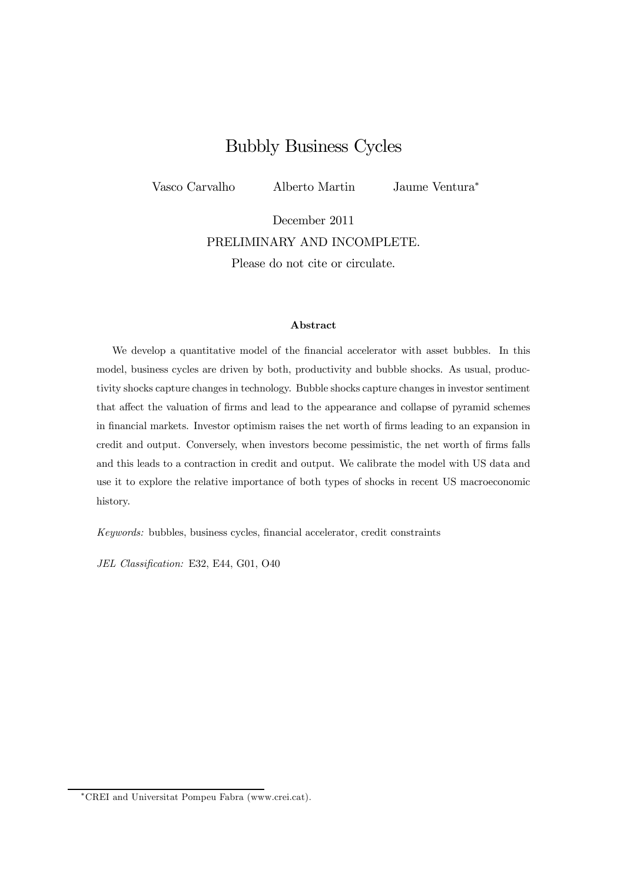# Bubbly Business Cycles

Vasco Carvalho   Alberto Martin   Jaume Ventura[*]

December 2011

PRELIMINARY AND INCOMPLETE.

Please do not cite or circulate.

### Abstract

We develop a quantitative model of the financial accelerator with asset bubbles. In this model, business cycles are driven by both, productivity and bubble shocks. As usual, productivity shocks capture changes in technology. Bubble shocks capture changes in investor sentiment that affect the valuation of firms and lead to the appearance and collapse of pyramid schemes in financial markets. Investor optimism raises the net worth of firms leading to an expansion in credit and output. Conversely, when investors become pessimistic, the net worth of firms falls and this leads to a contraction in credit and output. We calibrate the model with US data and use it to explore the relative importance of both types of shocks in recent US macroeconomic history.

*Keywords:* bubbles, business cycles, financial accelerator, credit constraints

*JEL Classification:* E32, E44, G01, O40

[*] CREI and Universitat Pompeu Fabra (www.crei.cat).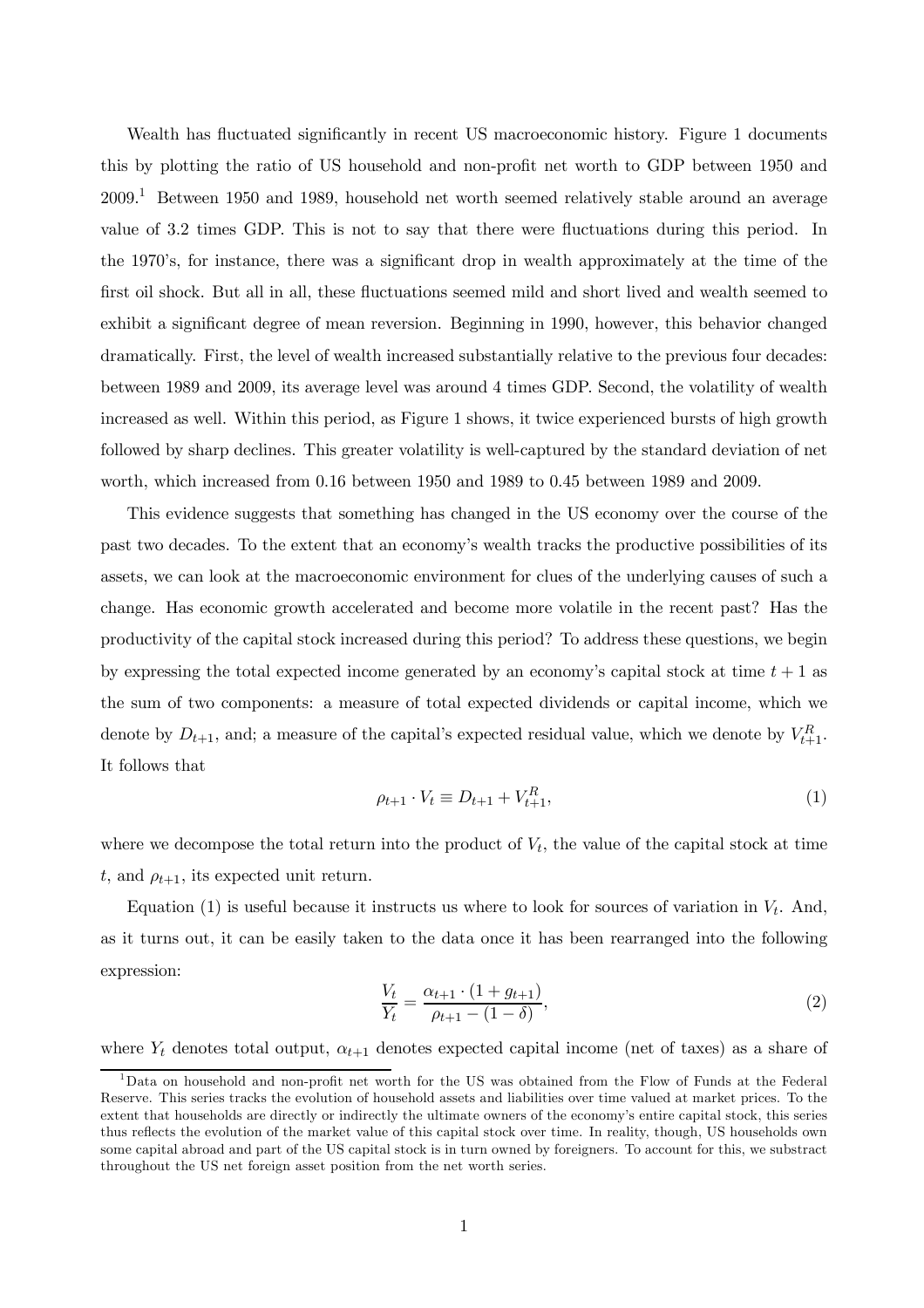Wealth has fluctuated significantly in recent US macroeconomic history. Figure 1 documents this by plotting the ratio of US household and non-profit net worth to GDP between 1950 and 2009.[1] Between 1950 and 1989, household net worth seemed relatively stable around an average value of 3.2 times GDP. This is not to say that there were fluctuations during this period. In the 1970's, for instance, there was a significant drop in wealth approximately at the time of the first oil shock. But all in all, these fluctuations seemed mild and short lived and wealth seemed to exhibit a significant degree of mean reversion. Beginning in 1990, however, this behavior changed dramatically. First, the level of wealth increased substantially relative to the previous four decades: between 1989 and 2009, its average level was around 4 times GDP. Second, the volatility of wealth increased as well. Within this period, as Figure 1 shows, it twice experienced bursts of high growth followed by sharp declines. This greater volatility is well-captured by the standard deviation of net worth, which increased from 0.16 between 1950 and 1989 to 0.45 between 1989 and 2009.

This evidence suggests that something has changed in the US economy over the course of the past two decades. To the extent that an economy's wealth tracks the productive possibilities of its assets, we can look at the macroeconomic environment for clues of the underlying causes of such a change. Has economic growth accelerated and become more volatile in the recent past? Has the productivity of the capital stock increased during this period? To address these questions, we begin by expressing the total expected income generated by an economy's capital stock at time $t+1$ as the sum of two components: a measure of total expected dividends or capital income, which we denote by $D_{t+1}$, and; a measure of the capital's expected residual value, which we denote by $V^R_{t+1}$. It follows that

$$\rho_{t+1} \cdot V_t \equiv D_{t+1} + V^R_{t+1}, \tag{1}$$

where we decompose the total return into the product of $V_t$, the value of the capital stock at time $t$, and $\rho_{t+1}$, its expected unit return.

Equation (1) is useful because it instructs us where to look for sources of variation in $V_t$. And, as it turns out, it can be easily taken to the data once it has been rearranged into the following expression:

$$\frac{V_t}{Y_t} = \frac{\alpha_{t+1} \cdot (1 + g_{t+1})}{\rho_{t+1} - (1 - \delta)}, \tag{2}$$

where $Y_t$ denotes total output, $\alpha_{t+1}$ denotes expected capital income (net of taxes) as a share of

[1] Data on household and non-profit net worth for the US was obtained from the Flow of Funds at the Federal Reserve. This series tracks the evolution of household assets and liabilities over time valued at market prices. To the extent that households are directly or indirectly the ultimate owners of the economy's entire capital stock, this series thus reflects the evolution of the market value of this capital stock over time. In reality, though, US households own some capital abroad and part of the US capital stock is in turn owned by foreigners. To account for this, we substract throughout the US net foreign asset position from the net worth series.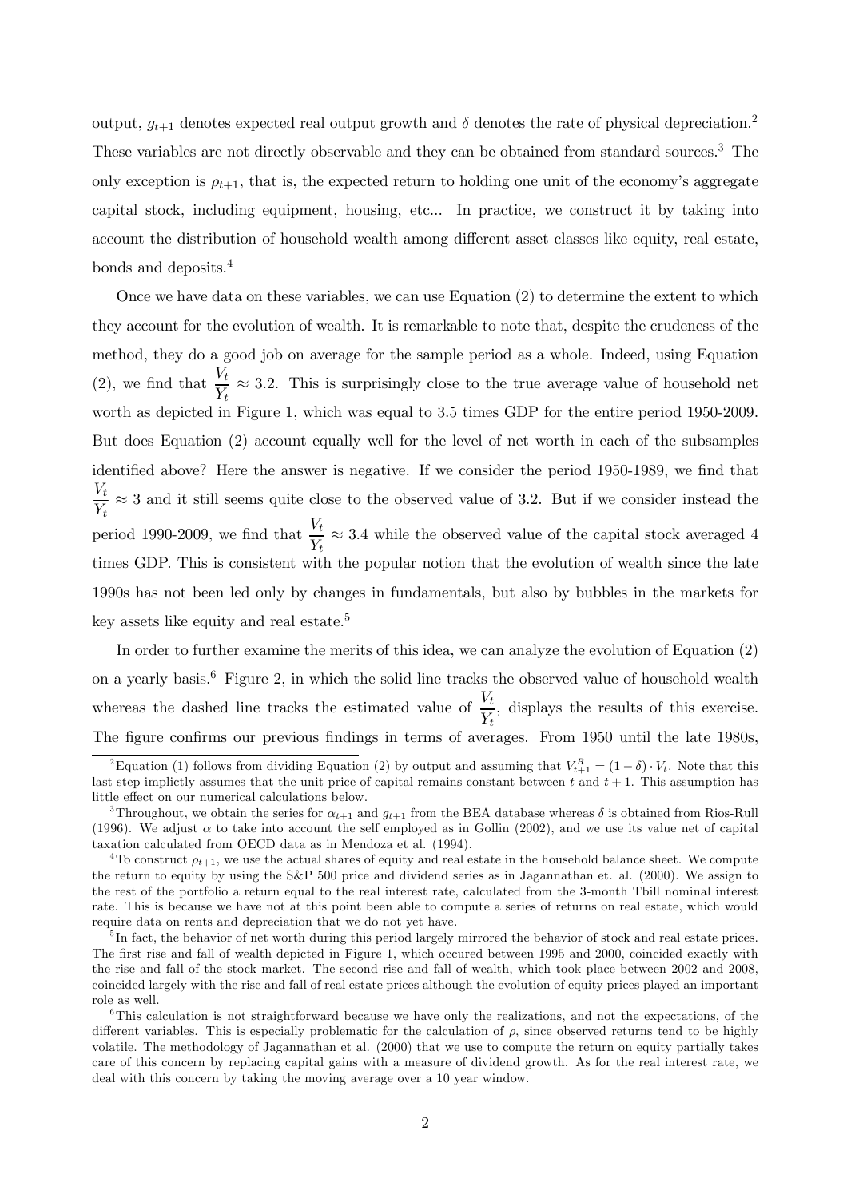output, $g_{t+1}$ denotes expected real output growth and $\delta$ denotes the rate of physical depreciation.[2] These variables are not directly observable and they can be obtained from standard sources.[3] The only exception is $\rho_{t+1}$, that is, the expected return to holding one unit of the economy's aggregate capital stock, including equipment, housing, etc... In practice, we construct it by taking into account the distribution of household wealth among different asset classes like equity, real estate, bonds and deposits.[4]

Once we have data on these variables, we can use Equation (2) to determine the extent to which they account for the evolution of wealth. It is remarkable to note that, despite the crudeness of the method, they do a good job on average for the sample period as a whole. Indeed, using Equation (2), we find that $\frac{V_t}{Y_t} \approx 3.2$. This is surprisingly close to the true average value of household net worth as depicted in Figure 1, which was equal to 3.5 times GDP for the entire period 1950-2009. But does Equation (2) account equally well for the level of net worth in each of the subsamples identified above? Here the answer is negative. If we consider the period 1950-1989, we find that $\frac{V_t}{Y_t} \approx 3$ and it still seems quite close to the observed value of 3.2. But if we consider instead the period 1990-2009, we find that $\frac{V_t}{Y_t} \approx 3.4$ while the observed value of the capital stock averaged 4 times GDP. This is consistent with the popular notion that the evolution of wealth since the late 1990s has not been led only by changes in fundamentals, but also by bubbles in the markets for key assets like equity and real estate.[5]

In order to further examine the merits of this idea, we can analyze the evolution of Equation (2) on a yearly basis.[6] Figure 2, in which the solid line tracks the observed value of household wealth whereas the dashed line tracks the estimated value of $\frac{V_t}{Y_t}$, displays the results of this exercise. The figure confirms our previous findings in terms of averages. From 1950 until the late 1980s,

---

[2] Equation (1) follows from dividing Equation (2) by output and assuming that $V_{t+1}^R = (1-\delta) \cdot V_t$. Note that this last step implictly assumes that the unit price of capital remains constant between $t$ and $t+1$. This assumption has little effect on our numerical calculations below.

[3] Throughout, we obtain the series for $\alpha_{t+1}$ and $g_{t+1}$ from the BEA database whereas $\delta$ is obtained from Rios-Rull (1996). We adjust $\alpha$ to take into account the self employed as in Gollin (2002), and we use its value net of capital taxation calculated from OECD data as in Mendoza et al. (1994).

[4] To construct $\rho_{t+1}$, we use the actual shares of equity and real estate in the household balance sheet. We compute the return to equity by using the S&P 500 price and dividend series as in Jagannathan et. al. (2000). We assign to the rest of the portfolio a return equal to the real interest rate, calculated from the 3-month Tbill nominal interest rate. This is because we have not at this point been able to compute a series of returns on real estate, which would require data on rents and depreciation that we do not yet have.

[5] In fact, the behavior of net worth during this period largely mirrored the behavior of stock and real estate prices. The first rise and fall of wealth depicted in Figure 1, which occured between 1995 and 2000, coincided exactly with the rise and fall of the stock market. The second rise and fall of wealth, which took place between 2002 and 2008, coincided largely with the rise and fall of real estate prices although the evolution of equity prices played an important role as well.

[6] This calculation is not straightforward because we have only the realizations, and not the expectations, of the different variables. This is especially problematic for the calculation of $\rho$, since observed returns tend to be highly volatile. The methodology of Jagannathan et al. (2000) that we use to compute the return on equity partially takes care of this concern by replacing capital gains with a measure of dividend growth. As for the real interest rate, we deal with this concern by taking the moving average over a 10 year window.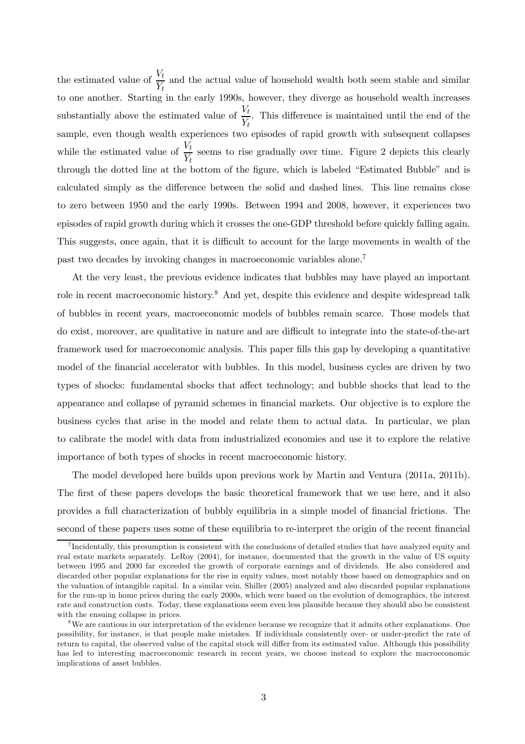the estimated value of $\frac{V_t}{Y_t}$ and the actual value of household wealth both seem stable and similar to one another. Starting in the early 1990s, however, they diverge as household wealth increases substantially above the estimated value of $\frac{V_t}{Y_t}$. This difference is maintained until the end of the sample, even though wealth experiences two episodes of rapid growth with subsequent collapses while the estimated value of $\frac{V_t}{Y_t}$ seems to rise gradually over time. Figure 2 depicts this clearly through the dotted line at the bottom of the figure, which is labeled "Estimated Bubble" and is calculated simply as the difference between the solid and dashed lines. This line remains close to zero between 1950 and the early 1990s. Between 1994 and 2008, however, it experiences two episodes of rapid growth during which it crosses the one-GDP threshold before quickly falling again. This suggests, once again, that it is difficult to account for the large movements in wealth of the past two decades by invoking changes in macroeconomic variables alone.[7]

At the very least, the previous evidence indicates that bubbles may have played an important role in recent macroeconomic history.[8] And yet, despite this evidence and despite widespread talk of bubbles in recent years, macroeconomic models of bubbles remain scarce. Those models that do exist, moreover, are qualitative in nature and are difficult to integrate into the state-of-the-art framework used for macroeconomic analysis. This paper fills this gap by developing a quantitative model of the financial accelerator with bubbles. In this model, business cycles are driven by two types of shocks: fundamental shocks that affect technology; and bubble shocks that lead to the appearance and collapse of pyramid schemes in financial markets. Our objective is to explore the business cycles that arise in the model and relate them to actual data. In particular, we plan to calibrate the model with data from industrialized economies and use it to explore the relative importance of both types of shocks in recent macroeconomic history.

The model developed here builds upon previous work by Martin and Ventura (2011a, 2011b). The first of these papers develops the basic theoretical framework that we use here, and it also provides a full characterization of bubbly equilibria in a simple model of financial frictions. The second of these papers uses some of these equilibria to re-interpret the origin of the recent financial

---

[7] Incidentally, this presumption is consistent with the conclusions of detailed studies that have analyzed equity and real estate markets separately. LeRoy (2004), for instance, documented that the growth in the value of US equity between 1995 and 2000 far exceeded the growth of corporate earnings and of dividends. He also considered and discarded other popular explanations for the rise in equity values, most notably those based on demographics and on the valuation of intangible capital. In a similar vein, Shiller (2005) analyzed and also discarded popular explanations for the run-up in home prices during the early 2000s, which were based on the evolution of demographics, the interest rate and construction costs. Today, these explanations seem even less plausible because they should also be consistent with the ensuing collapse in prices.

[8] We are cautious in our interpretation of the evidence because we recognize that it admits other explanations. One possibility, for instance, is that people make mistakes. If individuals consistently over- or under-predict the rate of return to capital, the observed value of the capital stock will differ from its estimated value. Although this possibility has led to interesting macroeconomic research in recent years, we choose instead to explore the macroeconomic implications of asset bubbles.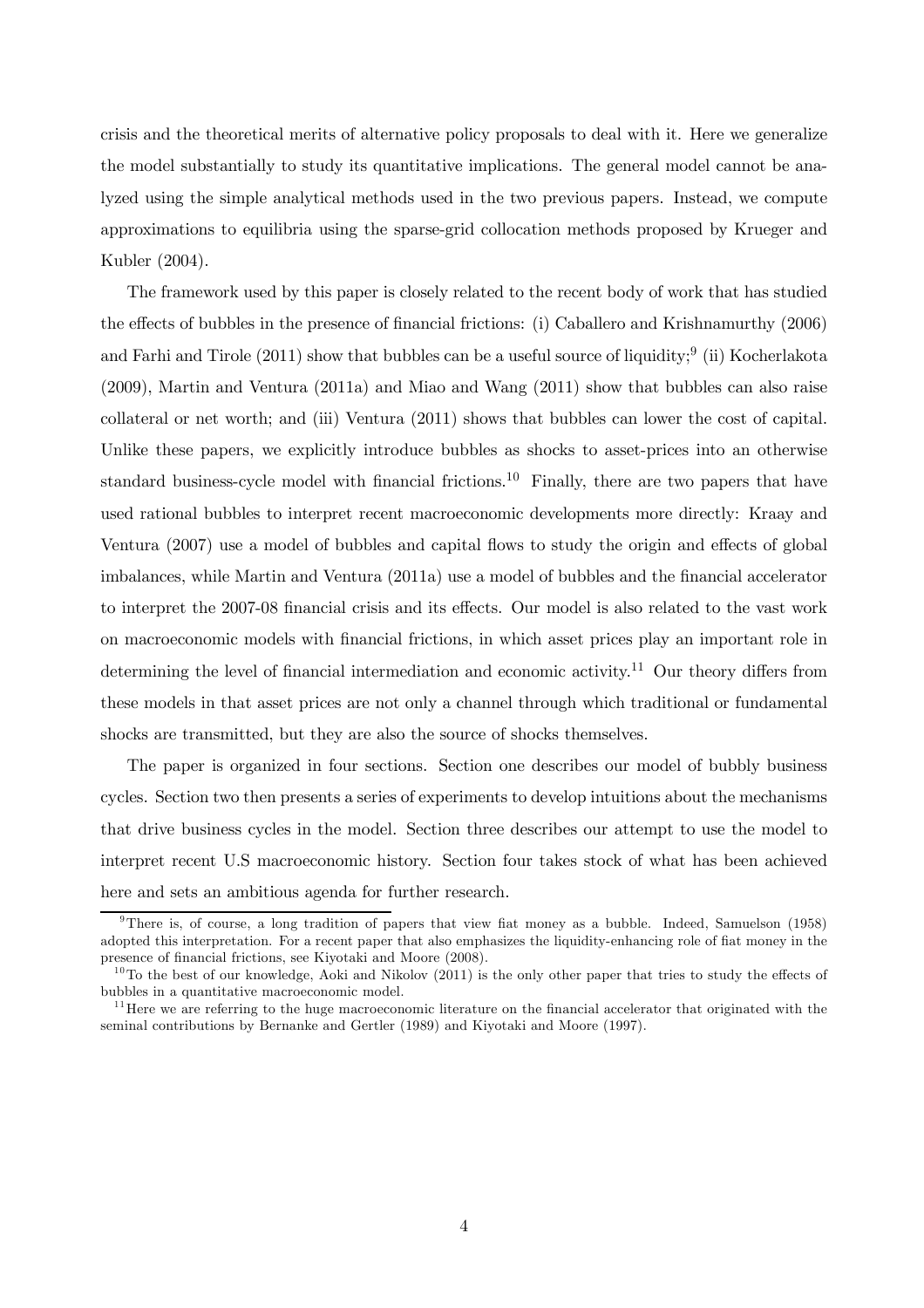crisis and the theoretical merits of alternative policy proposals to deal with it. Here we generalize the model substantially to study its quantitative implications. The general model cannot be analyzed using the simple analytical methods used in the two previous papers. Instead, we compute approximations to equilibria using the sparse-grid collocation methods proposed by Krueger and Kubler (2004).

The framework used by this paper is closely related to the recent body of work that has studied the effects of bubbles in the presence of financial frictions: (i) Caballero and Krishnamurthy (2006) and Farhi and Tirole (2011) show that bubbles can be a useful source of liquidity;[9] (ii) Kocherlakota (2009), Martin and Ventura (2011a) and Miao and Wang (2011) show that bubbles can also raise collateral or net worth; and (iii) Ventura (2011) shows that bubbles can lower the cost of capital. Unlike these papers, we explicitly introduce bubbles as shocks to asset-prices into an otherwise standard business-cycle model with financial frictions.[10] Finally, there are two papers that have used rational bubbles to interpret recent macroeconomic developments more directly: Kraay and Ventura (2007) use a model of bubbles and capital flows to study the origin and effects of global imbalances, while Martin and Ventura (2011a) use a model of bubbles and the financial accelerator to interpret the 2007-08 financial crisis and its effects. Our model is also related to the vast work on macroeconomic models with financial frictions, in which asset prices play an important role in determining the level of financial intermediation and economic activity.[11] Our theory differs from these models in that asset prices are not only a channel through which traditional or fundamental shocks are transmitted, but they are also the source of shocks themselves.

The paper is organized in four sections. Section one describes our model of bubbly business cycles. Section two then presents a series of experiments to develop intuitions about the mechanisms that drive business cycles in the model. Section three describes our attempt to use the model to interpret recent U.S macroeconomic history. Section four takes stock of what has been achieved here and sets an ambitious agenda for further research.

---

[9] There is, of course, a long tradition of papers that view fiat money as a bubble. Indeed, Samuelson (1958) adopted this interpretation. For a recent paper that also emphasizes the liquidity-enhancing role of fiat money in the presence of financial frictions, see Kiyotaki and Moore (2008).

[10] To the best of our knowledge, Aoki and Nikolov (2011) is the only other paper that tries to study the effects of bubbles in a quantitative macroeconomic model.

[11] Here we are referring to the huge macroeconomic literature on the financial accelerator that originated with the seminal contributions by Bernanke and Gertler (1989) and Kiyotaki and Moore (1997).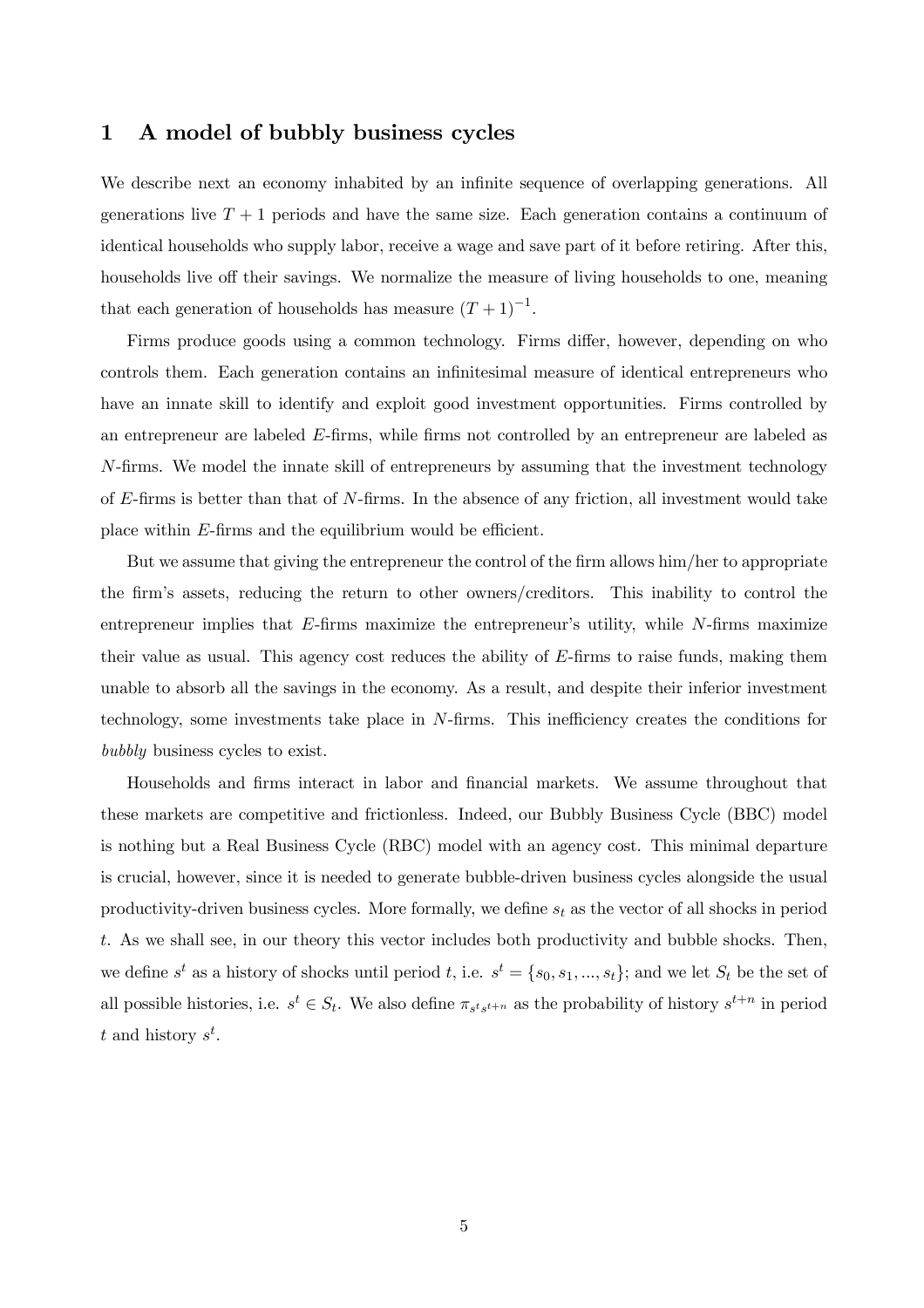# 1 A model of bubbly business cycles

We describe next an economy inhabited by an infinite sequence of overlapping generations. All generations live $T+1$ periods and have the same size. Each generation contains a continuum of identical households who supply labor, receive a wage and save part of it before retiring. After this, households live off their savings. We normalize the measure of living households to one, meaning that each generation of households has measure $(T+1)^{-1}$.

Firms produce goods using a common technology. Firms differ, however, depending on who controls them. Each generation contains an infinitesimal measure of identical entrepreneurs who have an innate skill to identify and exploit good investment opportunities. Firms controlled by an entrepreneur are labeled $E$-firms, while firms not controlled by an entrepreneur are labeled as $N$-firms. We model the innate skill of entrepreneurs by assuming that the investment technology of $E$-firms is better than that of $N$-firms. In the absence of any friction, all investment would take place within $E$-firms and the equilibrium would be efficient.

But we assume that giving the entrepreneur the control of the firm allows him/her to appropriate the firm's assets, reducing the return to other owners/creditors. This inability to control the entrepreneur implies that $E$-firms maximize the entrepreneur's utility, while $N$-firms maximize their value as usual. This agency cost reduces the ability of $E$-firms to raise funds, making them unable to absorb all the savings in the economy. As a result, and despite their inferior investment technology, some investments take place in $N$-firms. This inefficiency creates the conditions for *bubbly* business cycles to exist.

Households and firms interact in labor and financial markets. We assume throughout that these markets are competitive and frictionless. Indeed, our Bubbly Business Cycle (BBC) model is nothing but a Real Business Cycle (RBC) model with an agency cost. This minimal departure is crucial, however, since it is needed to generate bubble-driven business cycles alongside the usual productivity-driven business cycles. More formally, we define $s_t$ as the vector of all shocks in period $t$. As we shall see, in our theory this vector includes both productivity and bubble shocks. Then, we define $s^t$ as a history of shocks until period $t$, i.e. $s^t = \{s_0, s_1, ..., s_t\}$; and we let $S_t$ be the set of all possible histories, i.e. $s^t \in S_t$. We also define $\pi_{s^t s^{t+n}}$ as the probability of history $s^{t+n}$ in period $t$ and history $s^t$.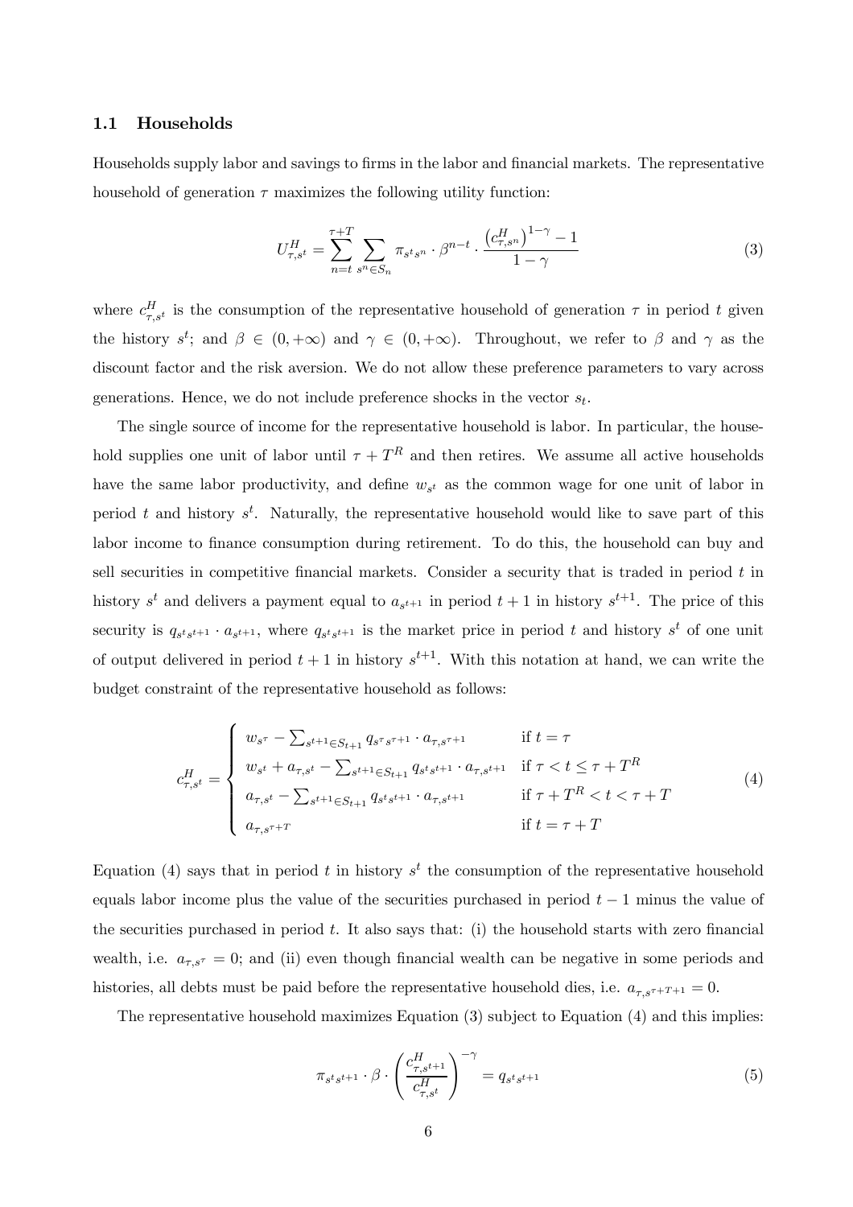### 1.1 Households

Households supply labor and savings to firms in the labor and financial markets. The representative household of generation $\tau$ maximizes the following utility function:

$$U^H_{\tau,s^t} = \sum_{n=t}^{\tau+T} \sum_{s^n \in S_n} \pi_{s^t s^n} \cdot \beta^{n-t} \cdot \frac{\left(c^H_{\tau,s^n}\right)^{1-\gamma} - 1}{1-\gamma} \tag{3}$$

where $c^H_{\tau,s^t}$ is the consumption of the representative household of generation $\tau$ in period $t$ given the history $s^t$; and $\beta \in (0, +\infty)$ and $\gamma \in (0, +\infty)$. Throughout, we refer to $\beta$ and $\gamma$ as the discount factor and the risk aversion. We do not allow these preference parameters to vary across generations. Hence, we do not include preference shocks in the vector $s_t$.

The single source of income for the representative household is labor. In particular, the household supplies one unit of labor until $\tau + T^R$ and then retires. We assume all active households have the same labor productivity, and define $w_{s^t}$ as the common wage for one unit of labor in period $t$ and history $s^t$. Naturally, the representative household would like to save part of this labor income to finance consumption during retirement. To do this, the household can buy and sell securities in competitive financial markets. Consider a security that is traded in period $t$ in history $s^t$ and delivers a payment equal to $a_{s^{t+1}}$ in period $t+1$ in history $s^{t+1}$. The price of this security is $q_{s^t s^{t+1}} \cdot a_{s^{t+1}}$, where $q_{s^t s^{t+1}}$ is the market price in period $t$ and history $s^t$ of one unit of output delivered in period $t+1$ in history $s^{t+1}$. With this notation at hand, we can write the budget constraint of the representative household as follows:

$$c^H_{\tau,s^t} = \begin{cases} w_{s^\tau} - \sum_{s^{t+1} \in S_{t+1}} q_{s^\tau s^{\tau+1}} \cdot a_{\tau,s^{\tau+1}} & \text{if } t = \tau \\ w_{s^t} + a_{\tau,s^t} - \sum_{s^{t+1} \in S_{t+1}} q_{s^t s^{t+1}} \cdot a_{\tau,s^{t+1}} & \text{if } \tau < t \leq \tau + T^R \\ a_{\tau,s^t} - \sum_{s^{t+1} \in S_{t+1}} q_{s^t s^{t+1}} \cdot a_{\tau,s^{t+1}} & \text{if } \tau + T^R < t < \tau + T \\ a_{\tau,s^{\tau+T}} & \text{if } t = \tau + T \end{cases} \tag{4}$$

Equation (4) says that in period $t$ in history $s^t$ the consumption of the representative household equals labor income plus the value of the securities purchased in period $t-1$ minus the value of the securities purchased in period $t$. It also says that: (i) the household starts with zero financial wealth, i.e. $a_{\tau,s^\tau} = 0$; and (ii) even though financial wealth can be negative in some periods and histories, all debts must be paid before the representative household dies, i.e. $a_{\tau,s^{\tau+T+1}} = 0$.

The representative household maximizes Equation (3) subject to Equation (4) and this implies:

$$\pi_{s^t s^{t+1}} \cdot \beta \cdot \left(\frac{c^H_{\tau,s^{t+1}}}{c^H_{\tau,s^t}}\right)^{-\gamma} = q_{s^t s^{t+1}} \tag{5}$$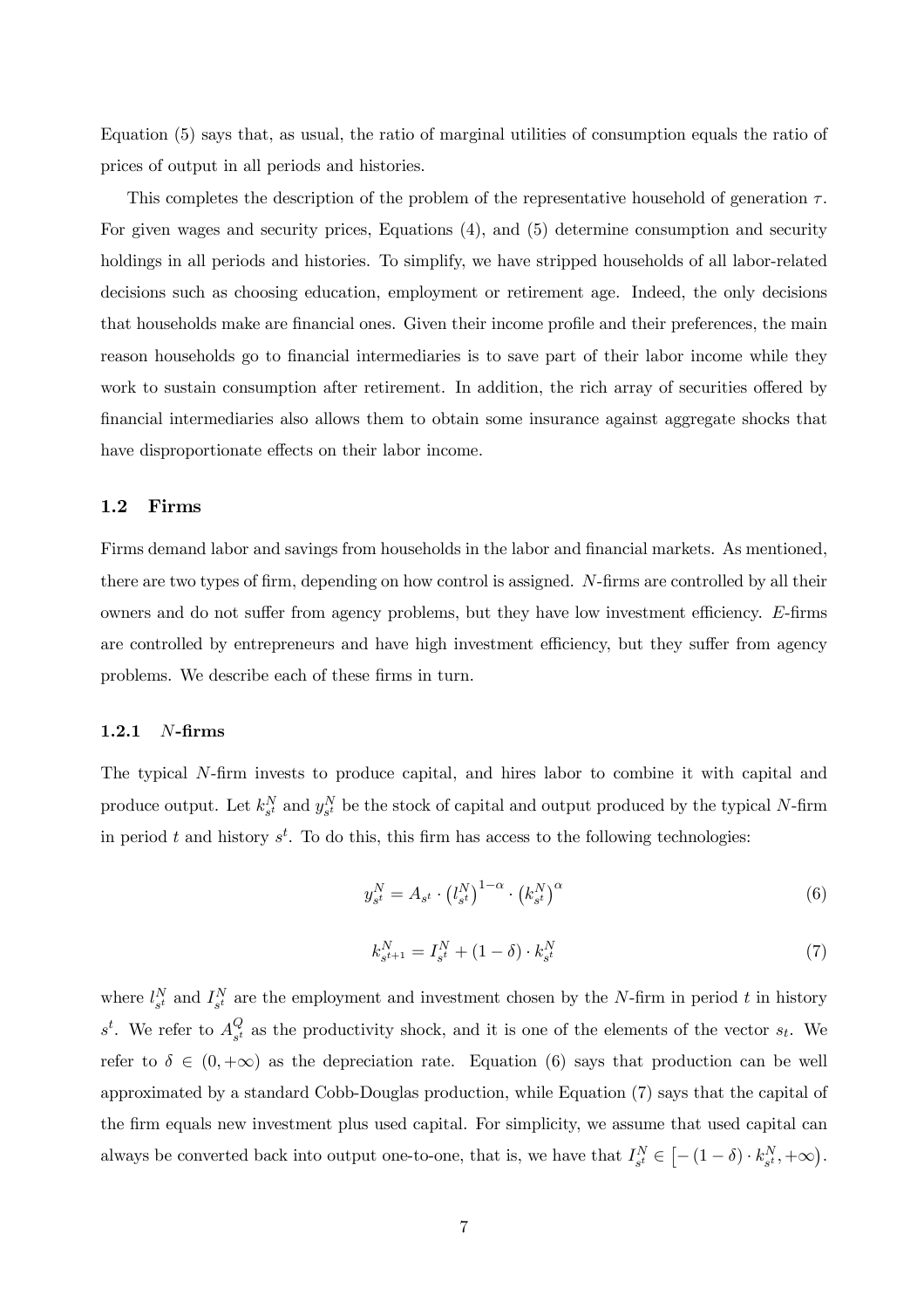Equation (5) says that, as usual, the ratio of marginal utilities of consumption equals the ratio of prices of output in all periods and histories.

This completes the description of the problem of the representative household of generation $\tau$. For given wages and security prices, Equations (4), and (5) determine consumption and security holdings in all periods and histories. To simplify, we have stripped households of all labor-related decisions such as choosing education, employment or retirement age. Indeed, the only decisions that households make are financial ones. Given their income profile and their preferences, the main reason households go to financial intermediaries is to save part of their labor income while they work to sustain consumption after retirement. In addition, the rich array of securities offered by financial intermediaries also allows them to obtain some insurance against aggregate shocks that have disproportionate effects on their labor income.

## 1.2 Firms

Firms demand labor and savings from households in the labor and financial markets. As mentioned, there are two types of firm, depending on how control is assigned. $N$-firms are controlled by all their owners and do not suffer from agency problems, but they have low investment efficiency. $E$-firms are controlled by entrepreneurs and have high investment efficiency, but they suffer from agency problems. We describe each of these firms in turn.

### 1.2.1 $N$-firms

The typical $N$-firm invests to produce capital, and hires labor to combine it with capital and produce output. Let $k_{s^t}^N$ and $y_{s^t}^N$ be the stock of capital and output produced by the typical $N$-firm in period $t$ and history $s^t$. To do this, this firm has access to the following technologies:

$$y_{s^t}^N = A_{s^t} \cdot \left(l_{s^t}^N\right)^{1-\alpha} \cdot \left(k_{s^t}^N\right)^{\alpha} \tag{6}$$

$$k_{s^{t+1}}^N = I_{s^t}^N + (1-\delta) \cdot k_{s^t}^N \tag{7}$$

where $l_{s^t}^N$ and $I_{s^t}^N$ are the employment and investment chosen by the $N$-firm in period $t$ in history $s^t$. We refer to $A_{s^t}^Q$ as the productivity shock, and it is one of the elements of the vector $s_t$. We refer to $\delta \in (0, +\infty)$ as the depreciation rate. Equation (6) says that production can be well approximated by a standard Cobb-Douglas production, while Equation (7) says that the capital of the firm equals new investment plus used capital. For simplicity, we assume that used capital can always be converted back into output one-to-one, that is, we have that $I_{s^t}^N \in \left[-(1-\delta) \cdot k_{s^t}^N, +\infty\right)$.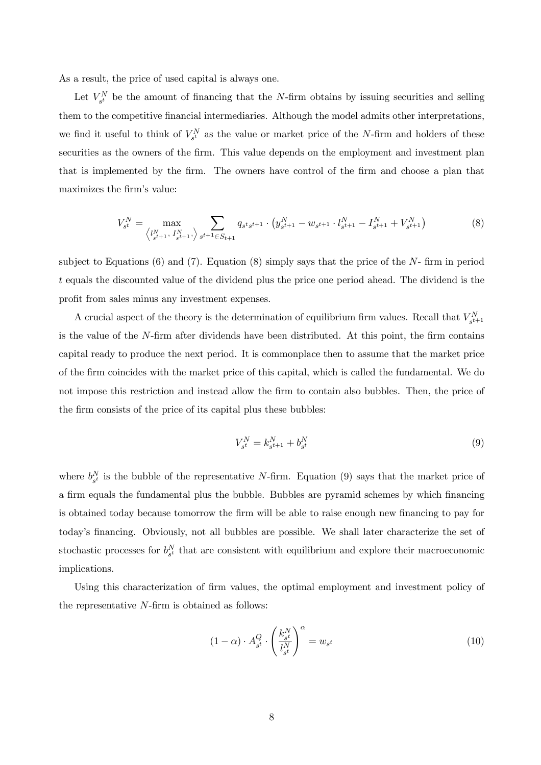As a result, the price of used capital is always one.

Let $V^N_{s^t}$ be the amount of financing that the $N$-firm obtains by issuing securities and selling them to the competitive financial intermediaries. Although the model admits other interpretations, we find it useful to think of $V^N_{s^t}$ as the value or market price of the $N$-firm and holders of these securities as the owners of the firm. This value depends on the employment and investment plan that is implemented by the firm. The owners have control of the firm and choose a plan that maximizes the firm's value:

$$V^N_{s^t} = \max_{\left\langle l^N_{s^{t+1}},\, I^N_{s^{t+1}},\right\rangle} \sum_{s^{t+1} \in S_{t+1}} q_{s^t s^{t+1}} \cdot \left( y^N_{s^{t+1}} - w_{s^{t+1}} \cdot l^N_{s^{t+1}} - I^N_{s^{t+1}} + V^N_{s^{t+1}} \right) \tag{8}$$

subject to Equations (6) and (7). Equation (8) simply says that the price of the $N$- firm in period $t$ equals the discounted value of the dividend plus the price one period ahead. The dividend is the profit from sales minus any investment expenses.

A crucial aspect of the theory is the determination of equilibrium firm values. Recall that $V^N_{s^{t+1}}$ is the value of the $N$-firm after dividends have been distributed. At this point, the firm contains capital ready to produce the next period. It is commonplace then to assume that the market price of the firm coincides with the market price of this capital, which is called the fundamental. We do not impose this restriction and instead allow the firm to contain also bubbles. Then, the price of the firm consists of the price of its capital plus these bubbles:

$$V^N_{s^t} = k^N_{s^{t+1}} + b^N_{s^t} \tag{9}$$

where $b^N_{s^t}$ is the bubble of the representative $N$-firm. Equation (9) says that the market price of a firm equals the fundamental plus the bubble. Bubbles are pyramid schemes by which financing is obtained today because tomorrow the firm will be able to raise enough new financing to pay for today's financing. Obviously, not all bubbles are possible. We shall later characterize the set of stochastic processes for $b^N_{s^t}$ that are consistent with equilibrium and explore their macroeconomic implications.

Using this characterization of firm values, the optimal employment and investment policy of the representative $N$-firm is obtained as follows:

$$(1-\alpha) \cdot A^Q_{s^t} \cdot \left( \frac{k^N_{s^t}}{l^N_{s^t}} \right)^{\alpha} = w_{s^t} \tag{10}$$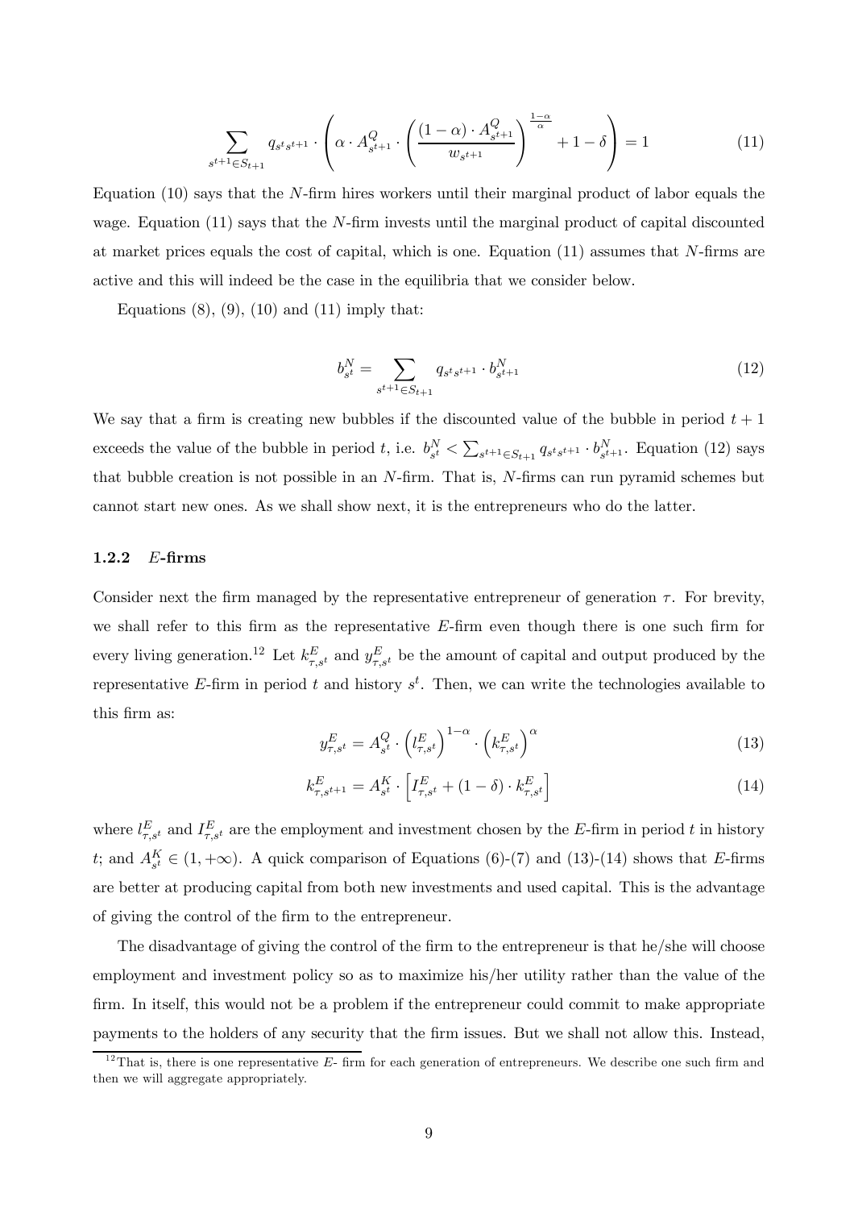$$\sum_{s^{t+1}\in S_{t+1}} q_{s^t s^{t+1}} \cdot \left( \alpha \cdot A^Q_{s^{t+1}} \cdot \left( \frac{(1-\alpha) \cdot A^Q_{s^{t+1}}}{w_{s^{t+1}}} \right)^{\frac{1-\alpha}{\alpha}} + 1 - \delta \right) = 1 \tag{11}$$

Equation (10) says that the $N$-firm hires workers until their marginal product of labor equals the wage. Equation (11) says that the $N$-firm invests until the marginal product of capital discounted at market prices equals the cost of capital, which is one. Equation (11) assumes that $N$-firms are active and this will indeed be the case in the equilibria that we consider below.

Equations (8), (9), (10) and (11) imply that:

$$b^N_{s^t} = \sum_{s^{t+1}\in S_{t+1}} q_{s^t s^{t+1}} \cdot b^N_{s^{t+1}} \tag{12}$$

We say that a firm is creating new bubbles if the discounted value of the bubble in period $t+1$ exceeds the value of the bubble in period $t$, i.e. $b^N_{s^t} < \sum_{s^{t+1}\in S_{t+1}} q_{s^t s^{t+1}} \cdot b^N_{s^{t+1}}$. Equation (12) says that bubble creation is not possible in an $N$-firm. That is, $N$-firms can run pyramid schemes but cannot start new ones. As we shall show next, it is the entrepreneurs who do the latter.

### 1.2.2 $E$-firms

Consider next the firm managed by the representative entrepreneur of generation $\tau$. For brevity, we shall refer to this firm as the representative $E$-firm even though there is one such firm for every living generation.[12] Let $k^E_{\tau,s^t}$ and $y^E_{\tau,s^t}$ be the amount of capital and output produced by the representative $E$-firm in period $t$ and history $s^t$. Then, we can write the technologies available to this firm as:

$$y^E_{\tau,s^t} = A^Q_{s^t} \cdot \left(l^E_{\tau,s^t}\right)^{1-\alpha} \cdot \left(k^E_{\tau,s^t}\right)^{\alpha} \tag{13}$$

$$k^E_{\tau,s^{t+1}} = A^K_{s^t} \cdot \left[ I^E_{\tau,s^t} + (1-\delta) \cdot k^E_{\tau,s^t} \right] \tag{14}$$

where $l^E_{\tau,s^t}$ and $I^E_{\tau,s^t}$ are the employment and investment chosen by the $E$-firm in period $t$ in history $t$; and $A^K_{s^t} \in (1, +\infty)$. A quick comparison of Equations (6)-(7) and (13)-(14) shows that $E$-firms are better at producing capital from both new investments and used capital. This is the advantage of giving the control of the firm to the entrepreneur.

The disadvantage of giving the control of the firm to the entrepreneur is that he/she will choose employment and investment policy so as to maximize his/her utility rather than the value of the firm. In itself, this would not be a problem if the entrepreneur could commit to make appropriate payments to the holders of any security that the firm issues. But we shall not allow this. Instead,

[12] That is, there is one representative $E$- firm for each generation of entrepreneurs. We describe one such firm and then we will aggregate appropriately.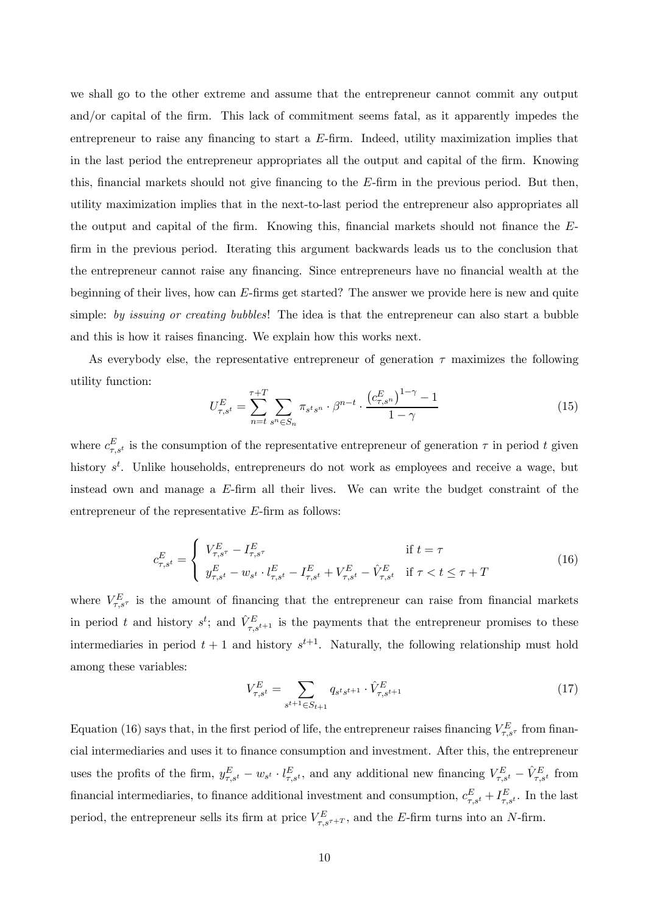we shall go to the other extreme and assume that the entrepreneur cannot commit any output and/or capital of the firm. This lack of commitment seems fatal, as it apparently impedes the entrepreneur to raise any financing to start a $E$-firm. Indeed, utility maximization implies that in the last period the entrepreneur appropriates all the output and capital of the firm. Knowing this, financial markets should not give financing to the $E$-firm in the previous period. But then, utility maximization implies that in the next-to-last period the entrepreneur also appropriates all the output and capital of the firm. Knowing this, financial markets should not finance the $E$-firm in the previous period. Iterating this argument backwards leads us to the conclusion that the entrepreneur cannot raise any financing. Since entrepreneurs have no financial wealth at the beginning of their lives, how can $E$-firms get started? The answer we provide here is new and quite simple: *by issuing or creating bubbles*! The idea is that the entrepreneur can also start a bubble and this is how it raises financing. We explain how this works next.

As everybody else, the representative entrepreneur of generation $\tau$ maximizes the following utility function:

$$U^E_{\tau,s^t} = \sum_{n=t}^{\tau+T} \sum_{s^n \in S_n} \pi_{s^t s^n} \cdot \beta^{n-t} \cdot \frac{\left(c^E_{\tau,s^n}\right)^{1-\gamma} - 1}{1-\gamma} \tag{15}$$

where $c^E_{\tau,s^t}$ is the consumption of the representative entrepreneur of generation $\tau$ in period $t$ given history $s^t$. Unlike households, entrepreneurs do not work as employees and receive a wage, but instead own and manage a $E$-firm all their lives. We can write the budget constraint of the entrepreneur of the representative $E$-firm as follows:

$$c^E_{\tau,s^t} = \begin{cases} V^E_{\tau,s^\tau} - I^E_{\tau,s^\tau} & \text{if } t = \tau \\ y^E_{\tau,s^t} - w_{s^t} \cdot l^E_{\tau,s^t} - I^E_{\tau,s^t} + V^E_{\tau,s^t} - \hat{V}^E_{\tau,s^t} & \text{if } \tau < t \leq \tau + T \end{cases} \tag{16}$$

where $V^E_{\tau,s^\tau}$ is the amount of financing that the entrepreneur can raise from financial markets in period $t$ and history $s^t$; and $\hat{V}^E_{\tau,s^{t+1}}$ is the payments that the entrepreneur promises to these intermediaries in period $t+1$ and history $s^{t+1}$. Naturally, the following relationship must hold among these variables:

$$V^E_{\tau,s^t} = \sum_{s^{t+1} \in S_{t+1}} q_{s^t s^{t+1}} \cdot \hat{V}^E_{\tau,s^{t+1}} \tag{17}$$

Equation (16) says that, in the first period of life, the entrepreneur raises financing $V^E_{\tau,s^\tau}$ from financial intermediaries and uses it to finance consumption and investment. After this, the entrepreneur uses the profits of the firm, $y^E_{\tau,s^t} - w_{s^t} \cdot l^E_{\tau,s^t}$, and any additional new financing $V^E_{\tau,s^t} - \hat{V}^E_{\tau,s^t}$ from financial intermediaries, to finance additional investment and consumption, $c^E_{\tau,s^t} + I^E_{\tau,s^t}$. In the last period, the entrepreneur sells its firm at price $V^E_{\tau,s^{\tau+T}}$, and the $E$-firm turns into an $N$-firm.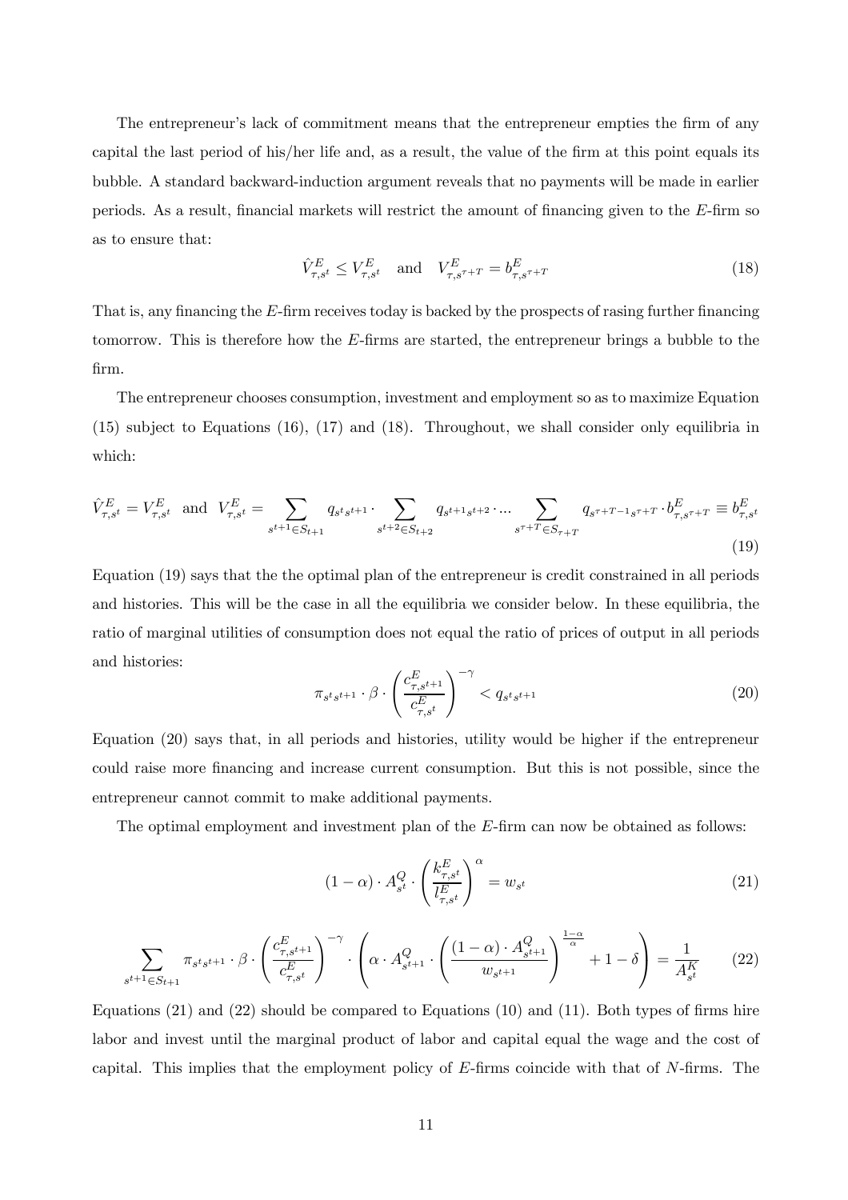The entrepreneur's lack of commitment means that the entrepreneur empties the firm of any capital the last period of his/her life and, as a result, the value of the firm at this point equals its bubble. A standard backward-induction argument reveals that no payments will be made in earlier periods. As a result, financial markets will restrict the amount of financing given to the $E$-firm so as to ensure that:

$$\hat{V}^E_{\tau,s^t} \leq V^E_{\tau,s^t} \quad \text{and} \quad V^E_{\tau,s^{\tau+T}} = b^E_{\tau,s^{\tau+T}} \tag{18}$$

That is, any financing the $E$-firm receives today is backed by the prospects of rasing further financing tomorrow. This is therefore how the $E$-firms are started, the entrepreneur brings a bubble to the firm.

The entrepreneur chooses consumption, investment and employment so as to maximize Equation (15) subject to Equations (16), (17) and (18). Throughout, we shall consider only equilibria in which:

$$\hat{V}^E_{\tau,s^t} = V^E_{\tau,s^t} \quad \text{and} \quad V^E_{\tau,s^t} = \sum_{s^{t+1} \in S_{t+1}} q_{s^t s^{t+1}} \cdot \sum_{s^{t+2} \in S_{t+2}} q_{s^{t+1} s^{t+2}} \cdot ... \sum_{s^{\tau+T} \in S_{\tau+T}} q_{s^{\tau+T-1} s^{\tau+T}} \cdot b^E_{\tau,s^{\tau+T}} \equiv b^E_{\tau,s^t} \tag{19}$$

Equation (19) says that the the optimal plan of the entrepreneur is credit constrained in all periods and histories. This will be the case in all the equilibria we consider below. In these equilibria, the ratio of marginal utilities of consumption does not equal the ratio of prices of output in all periods and histories:

$$\pi_{s^t s^{t+1}} \cdot \beta \cdot \left( \frac{c^E_{\tau,s^{t+1}}}{c^E_{\tau,s^t}} \right)^{-\gamma} < q_{s^t s^{t+1}} \tag{20}$$

Equation (20) says that, in all periods and histories, utility would be higher if the entrepreneur could raise more financing and increase current consumption. But this is not possible, since the entrepreneur cannot commit to make additional payments.

The optimal employment and investment plan of the $E$-firm can now be obtained as follows:

$$(1 - \alpha) \cdot A^Q_{s^t} \cdot \left( \frac{k^E_{\tau,s^t}}{l^E_{\tau,s^t}} \right)^{\alpha} = w_{s^t} \tag{21}$$

$$\sum_{s^{t+1} \in S_{t+1}} \pi_{s^t s^{t+1}} \cdot \beta \cdot \left( \frac{c^E_{\tau,s^{t+1}}}{c^E_{\tau,s^t}} \right)^{-\gamma} \cdot \left( \alpha \cdot A^Q_{s^{t+1}} \cdot \left( \frac{(1-\alpha) \cdot A^Q_{s^{t+1}}}{w_{s^{t+1}}} \right)^{\frac{1-\alpha}{\alpha}} + 1 - \delta \right) = \frac{1}{A^K_{s^t}} \tag{22}$$

Equations (21) and (22) should be compared to Equations (10) and (11). Both types of firms hire labor and invest until the marginal product of labor and capital equal the wage and the cost of capital. This implies that the employment policy of $E$-firms coincide with that of $N$-firms. The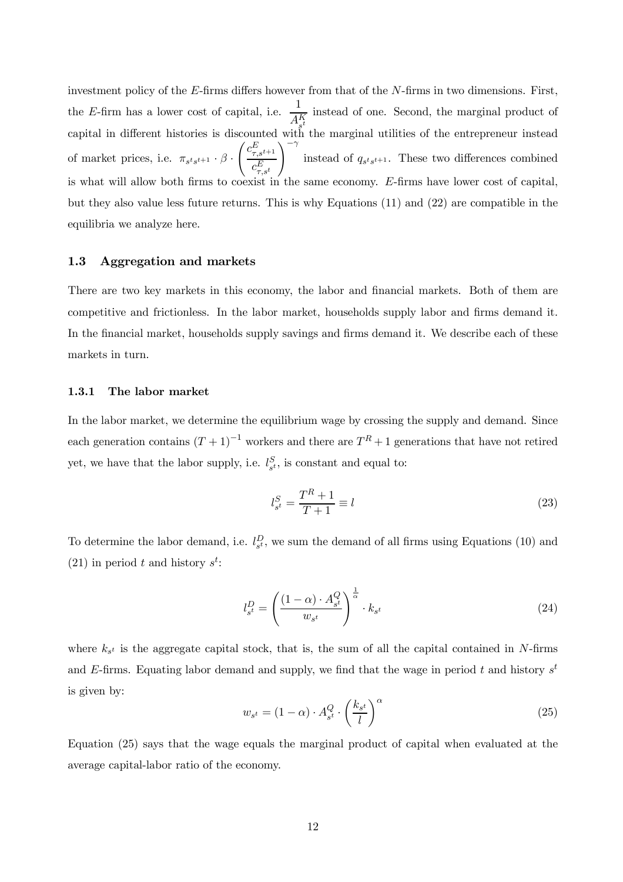investment policy of the $E$-firms differs however from that of the $N$-firms in two dimensions. First, the $E$-firm has a lower cost of capital, i.e. $\frac{1}{A^K_{s^t}}$ instead of one. Second, the marginal product of capital in different histories is discounted with the marginal utilities of the entrepreneur instead of market prices, i.e. $\pi_{s^t s^{t+1}} \cdot \beta \cdot \left( \frac{c^E_{\tau,s^{t+1}}}{c^E_{\tau,s^t}} \right)^{-\gamma}$ instead of $q_{s^t s^{t+1}}$. These two differences combined is what will allow both firms to coexist in the same economy. $E$-firms have lower cost of capital, but they also value less future returns. This is why Equations (11) and (22) are compatible in the equilibria we analyze here.

### 1.3 Aggregation and markets

There are two key markets in this economy, the labor and financial markets. Both of them are competitive and frictionless. In the labor market, households supply labor and firms demand it. In the financial market, households supply savings and firms demand it. We describe each of these markets in turn.

#### 1.3.1 The labor market

In the labor market, we determine the equilibrium wage by crossing the supply and demand. Since each generation contains $(T+1)^{-1}$ workers and there are $T^R + 1$ generations that have not retired yet, we have that the labor supply, i.e. $l^S_{s^t}$, is constant and equal to:

$$l^S_{s^t} = \frac{T^R + 1}{T + 1} \equiv l \tag{23}$$

To determine the labor demand, i.e. $l^D_{s^t}$, we sum the demand of all firms using Equations (10) and (21) in period $t$ and history $s^t$:

$$l^D_{s^t} = \left( \frac{(1-\alpha) \cdot A^Q_{s^t}}{w_{s^t}} \right)^{\frac{1}{\alpha}} \cdot k_{s^t} \tag{24}$$

where $k_{s^t}$ is the aggregate capital stock, that is, the sum of all the capital contained in $N$-firms and $E$-firms. Equating labor demand and supply, we find that the wage in period $t$ and history $s^t$ is given by:

$$w_{s^t} = (1-\alpha) \cdot A^Q_{s^t} \cdot \left( \frac{k_{s^t}}{l} \right)^{\alpha} \tag{25}$$

Equation (25) says that the wage equals the marginal product of capital when evaluated at the average capital-labor ratio of the economy.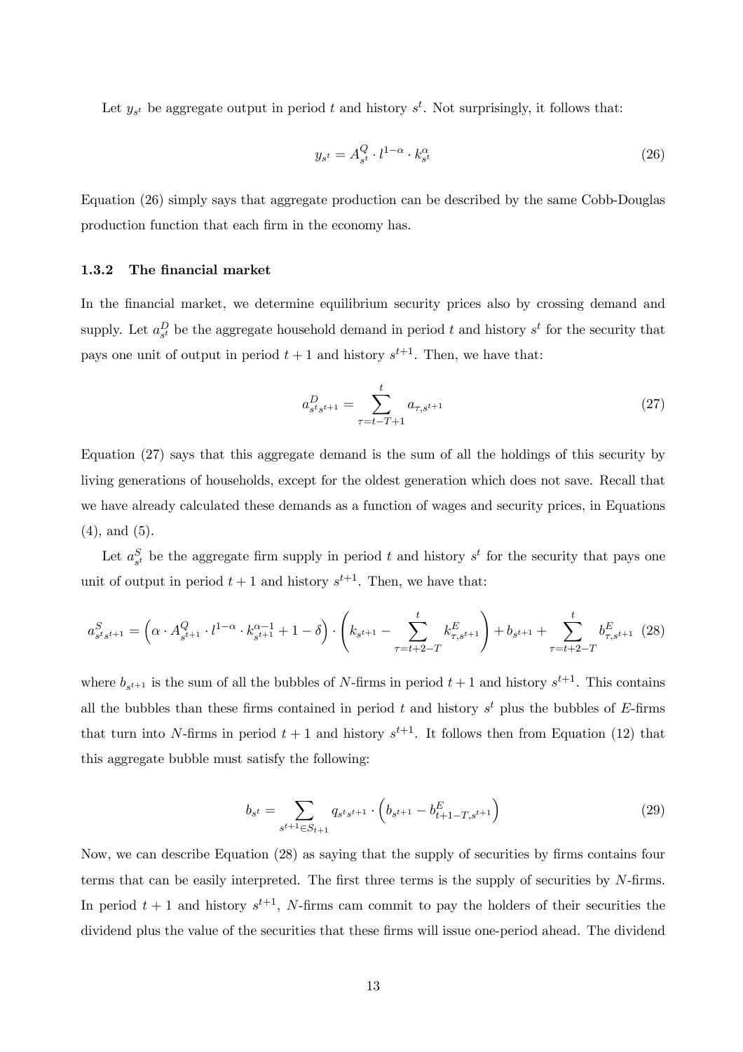Let $y_{s^t}$ be aggregate output in period $t$ and history $s^t$. Not surprisingly, it follows that:

$$y_{s^t} = A^Q_{s^t} \cdot l^{1-\alpha} \cdot k^{\alpha}_{s^t} \tag{26}$$

Equation (26) simply says that aggregate production can be described by the same Cobb-Douglas production function that each firm in the economy has.

### 1.3.2 The financial market

In the financial market, we determine equilibrium security prices also by crossing demand and supply. Let $a^D_{s^t}$ be the aggregate household demand in period $t$ and history $s^t$ for the security that pays one unit of output in period $t+1$ and history $s^{t+1}$. Then, we have that:

$$a^D_{s^t s^{t+1}} = \sum_{\tau=t-T+1}^{t} a_{\tau, s^{t+1}} \tag{27}$$

Equation (27) says that this aggregate demand is the sum of all the holdings of this security by living generations of households, except for the oldest generation which does not save. Recall that we have already calculated these demands as a function of wages and security prices, in Equations (4), and (5).

Let $a^S_{s^t}$ be the aggregate firm supply in period $t$ and history $s^t$ for the security that pays one unit of output in period $t+1$ and history $s^{t+1}$. Then, we have that:

$$a^S_{s^t s^{t+1}} = \left( \alpha \cdot A^Q_{s^{t+1}} \cdot l^{1-\alpha} \cdot k^{\alpha-1}_{s^{t+1}} + 1 - \delta \right) \cdot \left( k_{s^{t+1}} - \sum_{\tau=t+2-T}^{t} k^E_{\tau, s^{t+1}} \right) + b_{s^{t+1}} + \sum_{\tau=t+2-T}^{t} b^E_{\tau, s^{t+1}} \tag{28}$$

where $b_{s^{t+1}}$ is the sum of all the bubbles of $N$-firms in period $t+1$ and history $s^{t+1}$. This contains all the bubbles than these firms contained in period $t$ and history $s^t$ plus the bubbles of $E$-firms that turn into $N$-firms in period $t+1$ and history $s^{t+1}$. It follows then from Equation (12) that this aggregate bubble must satisfy the following:

$$b_{s^t} = \sum_{s^{t+1} \in S_{t+1}} q_{s^t s^{t+1}} \cdot \left( b_{s^{t+1}} - b^E_{t+1-T, s^{t+1}} \right) \tag{29}$$

Now, we can describe Equation (28) as saying that the supply of securities by firms contains four terms that can be easily interpreted. The first three terms is the supply of securities by $N$-firms. In period $t+1$ and history $s^{t+1}$, $N$-firms cam commit to pay the holders of their securities the dividend plus the value of the securities that these firms will issue one-period ahead. The dividend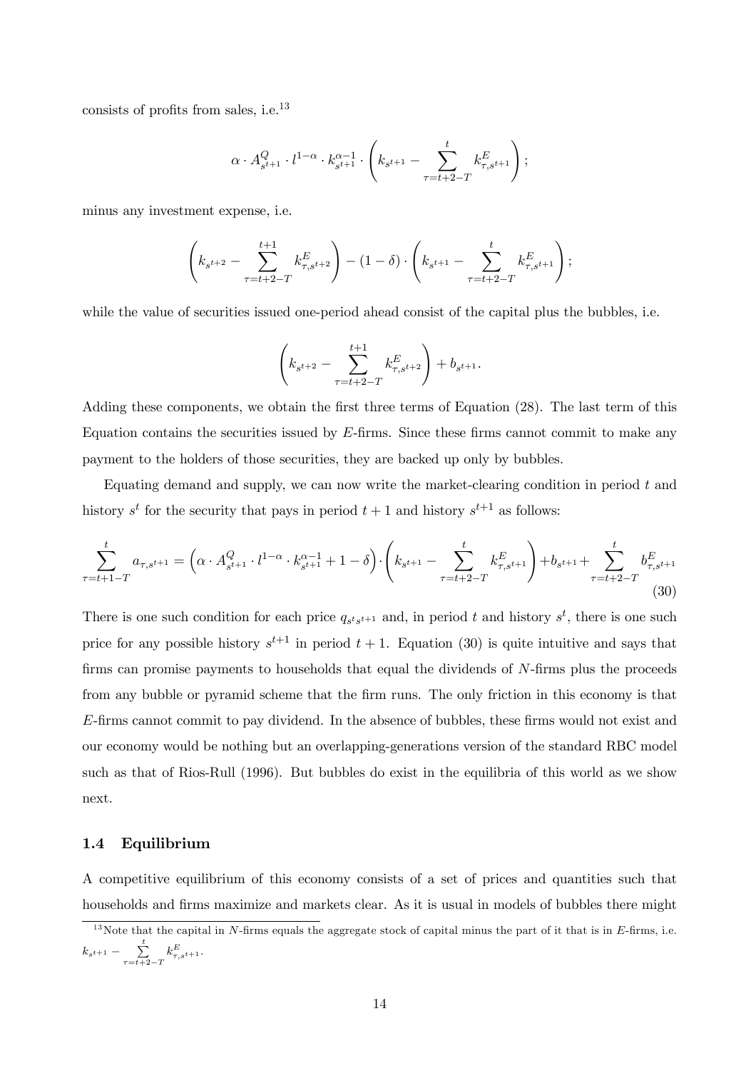consists of profits from sales, i.e.[13]

$$\alpha \cdot A^{Q}_{s^{t+1}} \cdot l^{1-\alpha} \cdot k^{\alpha-1}_{s^{t+1}} \cdot \left( k_{s^{t+1}} - \sum_{\tau=t+2-T}^{t} k^{E}_{\tau,s^{t+1}} \right);$$

minus any investment expense, i.e.

$$\left( k_{s^{t+2}} - \sum_{\tau=t+2-T}^{t+1} k^{E}_{\tau,s^{t+2}} \right) - (1-\delta) \cdot \left( k_{s^{t+1}} - \sum_{\tau=t+2-T}^{t} k^{E}_{\tau,s^{t+1}} \right);$$

while the value of securities issued one-period ahead consist of the capital plus the bubbles, i.e.

$$\left( k_{s^{t+2}} - \sum_{\tau=t+2-T}^{t+1} k^{E}_{\tau,s^{t+2}} \right) + b_{s^{t+1}}.$$

Adding these components, we obtain the first three terms of Equation (28). The last term of this Equation contains the securities issued by $E$-firms. Since these firms cannot commit to make any payment to the holders of those securities, they are backed up only by bubbles.

Equating demand and supply, we can now write the market-clearing condition in period $t$ and history $s^t$ for the security that pays in period $t+1$ and history $s^{t+1}$ as follows:

$$\sum_{\tau=t+1-T}^{t} a_{\tau,s^{t+1}} = \left( \alpha \cdot A^{Q}_{s^{t+1}} \cdot l^{1-\alpha} \cdot k^{\alpha-1}_{s^{t+1}} + 1 - \delta \right) \cdot \left( k_{s^{t+1}} - \sum_{\tau=t+2-T}^{t} k^{E}_{\tau,s^{t+1}} \right) + b_{s^{t+1}} + \sum_{\tau=t+2-T}^{t} b^{E}_{\tau,s^{t+1}} \tag{30}$$

There is one such condition for each price $q_{s^t s^{t+1}}$ and, in period $t$ and history $s^t$, there is one such price for any possible history $s^{t+1}$ in period $t+1$. Equation (30) is quite intuitive and says that firms can promise payments to households that equal the dividends of $N$-firms plus the proceeds from any bubble or pyramid scheme that the firm runs. The only friction in this economy is that $E$-firms cannot commit to pay dividend. In the absence of bubbles, these firms would not exist and our economy would be nothing but an overlapping-generations version of the standard RBC model such as that of Rios-Rull (1996). But bubbles do exist in the equilibria of this world as we show next.

### 1.4 Equilibrium

A competitive equilibrium of this economy consists of a set of prices and quantities such that households and firms maximize and markets clear. As it is usual in models of bubbles there might

[13] Note that the capital in $N$-firms equals the aggregate stock of capital minus the part of it that is in $E$-firms, i.e. $k_{s^{t+1}} - \sum_{\tau=t+2-T}^{t} k^{E}_{\tau,s^{t+1}}$.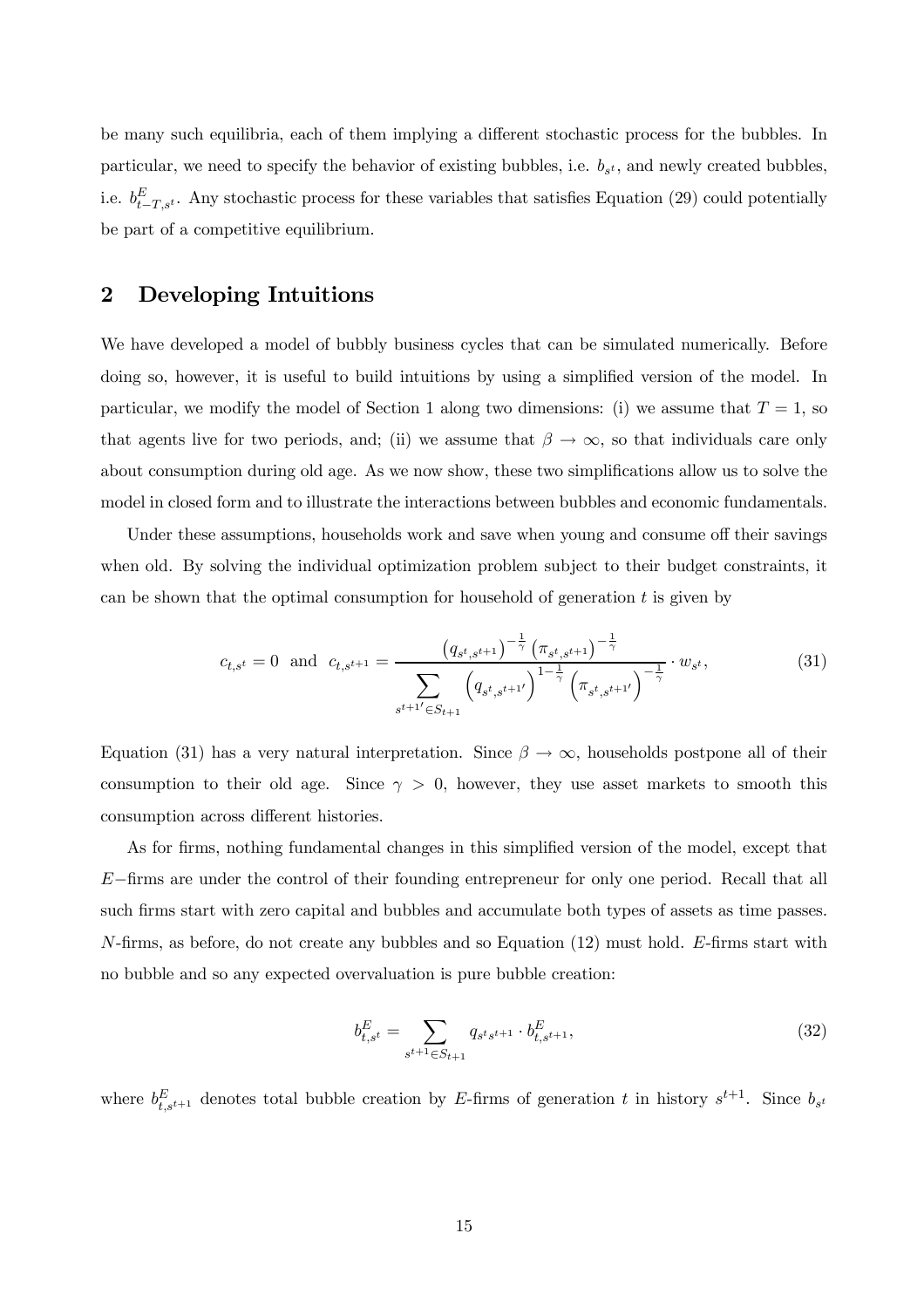be many such equilibria, each of them implying a different stochastic process for the bubbles. In particular, we need to specify the behavior of existing bubbles, i.e. $b_{s^t}$, and newly created bubbles, i.e. $b^E_{t-T,s^t}$. Any stochastic process for these variables that satisfies Equation (29) could potentially be part of a competitive equilibrium.

## 2 Developing Intuitions

We have developed a model of bubbly business cycles that can be simulated numerically. Before doing so, however, it is useful to build intuitions by using a simplified version of the model. In particular, we modify the model of Section 1 along two dimensions: (i) we assume that $T = 1$, so that agents live for two periods, and; (ii) we assume that $\beta \to \infty$, so that individuals care only about consumption during old age. As we now show, these two simplifications allow us to solve the model in closed form and to illustrate the interactions between bubbles and economic fundamentals.

Under these assumptions, households work and save when young and consume off their savings when old. By solving the individual optimization problem subject to their budget constraints, it can be shown that the optimal consumption for household of generation $t$ is given by

$$c_{t,s^t} = 0 \;\text{ and }\; c_{t,s^{t+1}} = \frac{\left(q_{s^t,s^{t+1}}\right)^{-\frac{1}{\gamma}} \left(\pi_{s^t,s^{t+1}}\right)^{-\frac{1}{\gamma}}}{\sum\limits_{s^{t+1'} \in S_{t+1}} \left(q_{s^t,s^{t+1'}}\right)^{1-\frac{1}{\gamma}} \left(\pi_{s^t,s^{t+1'}}\right)^{-\frac{1}{\gamma}}} \cdot w_{s^t}, \tag{31}$$

Equation (31) has a very natural interpretation. Since $\beta \to \infty$, households postpone all of their consumption to their old age. Since $\gamma > 0$, however, they use asset markets to smooth this consumption across different histories.

As for firms, nothing fundamental changes in this simplified version of the model, except that $E-$firms are under the control of their founding entrepreneur for only one period. Recall that all such firms start with zero capital and bubbles and accumulate both types of assets as time passes. $N$-firms, as before, do not create any bubbles and so Equation (12) must hold. $E$-firms start with no bubble and so any expected overvaluation is pure bubble creation:

$$b^E_{t,s^t} = \sum_{s^{t+1} \in S_{t+1}} q_{s^t s^{t+1}} \cdot b^E_{t,s^{t+1}}, \tag{32}$$

where $b^E_{t,s^{t+1}}$ denotes total bubble creation by $E$-firms of generation $t$ in history $s^{t+1}$. Since $b_{s^t}$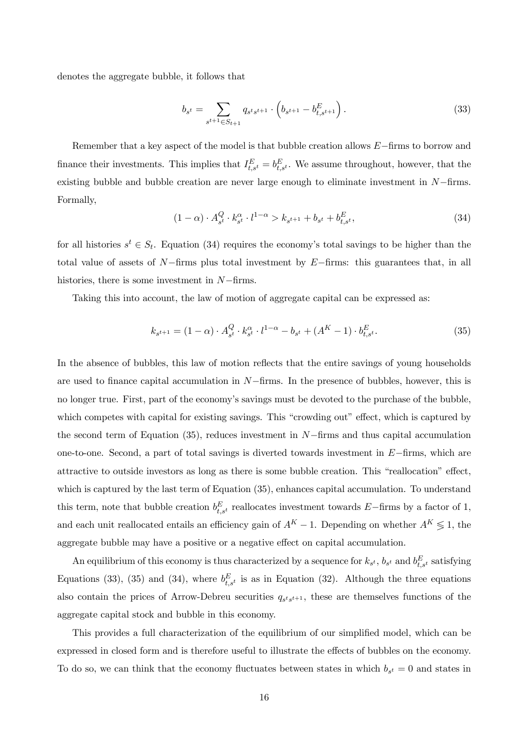denotes the aggregate bubble, it follows that

$$b_{s^t} = \sum_{s^{t+1} \in S_{t+1}} q_{s^t s^{t+1}} \cdot \left( b_{s^{t+1}} - b^E_{t,s^{t+1}} \right). \tag{33}$$

Remember that a key aspect of the model is that bubble creation allows $E-$firms to borrow and finance their investments. This implies that $I^E_{t,s^t} = b^E_{t,s^t}$. We assume throughout, however, that the existing bubble and bubble creation are never large enough to eliminate investment in $N-$firms. Formally,

$$(1-\alpha) \cdot A^Q_{s^t} \cdot k^{\alpha}_{s^t} \cdot l^{1-\alpha} > k_{s^{t+1}} + b_{s^t} + b^E_{t,s^t}, \tag{34}$$

for all histories $s^t \in S_t$. Equation (34) requires the economy's total savings to be higher than the total value of assets of $N-$firms plus total investment by $E-$firms: this guarantees that, in all histories, there is some investment in $N-$firms.

Taking this into account, the law of motion of aggregate capital can be expressed as:

$$k_{s^{t+1}} = (1-\alpha) \cdot A^Q_{s^t} \cdot k^{\alpha}_{s^t} \cdot l^{1-\alpha} - b_{s^t} + (A^K - 1) \cdot b^E_{t,s^t}. \tag{35}$$

In the absence of bubbles, this law of motion reflects that the entire savings of young households are used to finance capital accumulation in $N-$firms. In the presence of bubbles, however, this is no longer true. First, part of the economy's savings must be devoted to the purchase of the bubble, which competes with capital for existing savings. This "crowding out" effect, which is captured by the second term of Equation (35), reduces investment in $N-$firms and thus capital accumulation one-to-one. Second, a part of total savings is diverted towards investment in $E-$firms, which are attractive to outside investors as long as there is some bubble creation. This "reallocation" effect, which is captured by the last term of Equation (35), enhances capital accumulation. To understand this term, note that bubble creation $b^E_{t,s^t}$ reallocates investment towards $E-$firms by a factor of 1, and each unit reallocated entails an efficiency gain of $A^K - 1$. Depending on whether $A^K \lessgtr 1$, the aggregate bubble may have a positive or a negative effect on capital accumulation.

An equilibrium of this economy is thus characterized by a sequence for $k_{s^t}$, $b_{s^t}$ and $b^E_{t,s^t}$ satisfying Equations (33), (35) and (34), where $b^E_{t,s^t}$ is as in Equation (32). Although the three equations also contain the prices of Arrow-Debreu securities $q_{s^t s^{t+1}}$, these are themselves functions of the aggregate capital stock and bubble in this economy.

This provides a full characterization of the equilibrium of our simplified model, which can be expressed in closed form and is therefore useful to illustrate the effects of bubbles on the economy. To do so, we can think that the economy fluctuates between states in which $b_{s^t} = 0$ and states in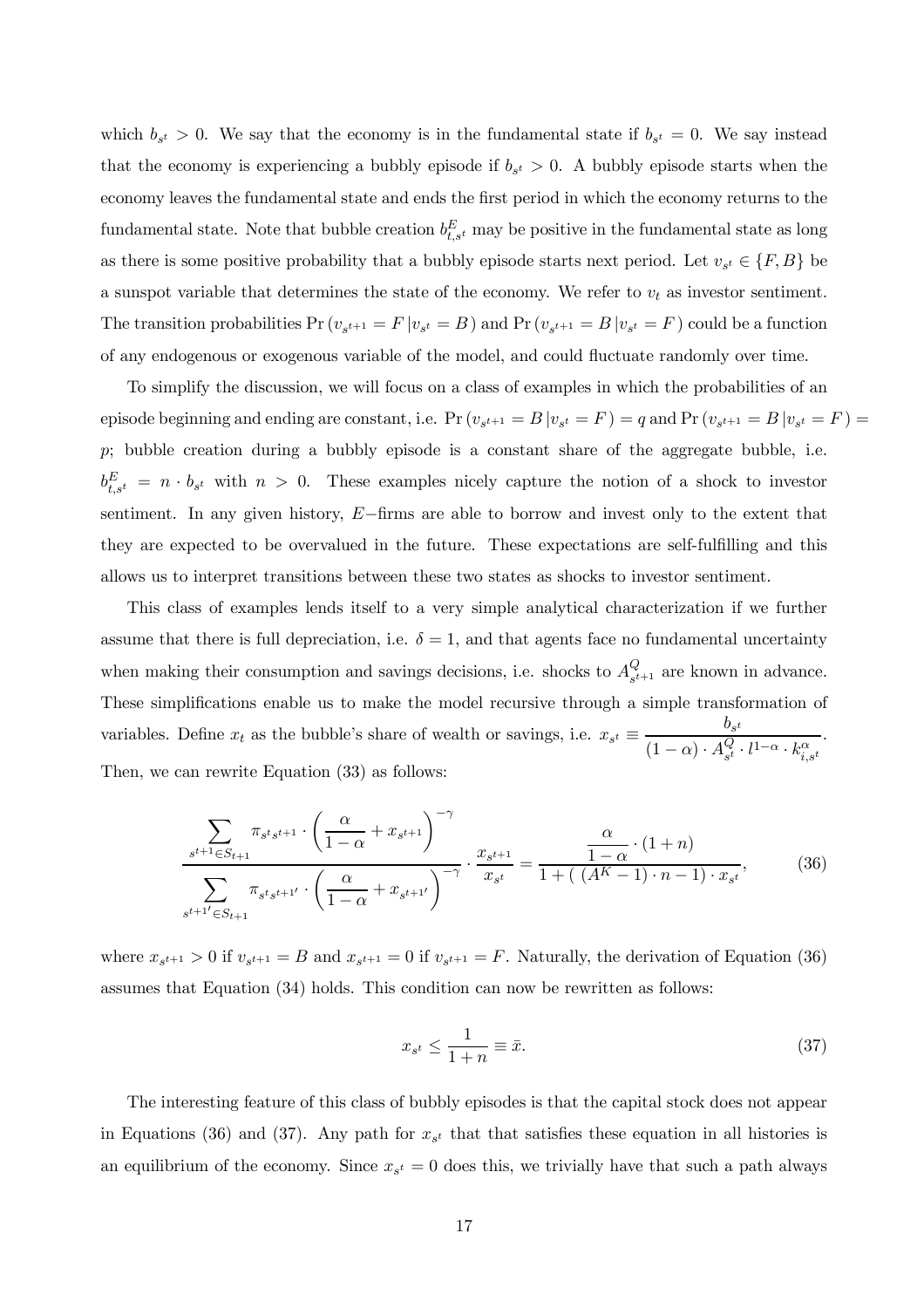which $b_{s^t} > 0$. We say that the economy is in the fundamental state if $b_{s^t} = 0$. We say instead that the economy is experiencing a bubbly episode if $b_{s^t} > 0$. A bubbly episode starts when the economy leaves the fundamental state and ends the first period in which the economy returns to the fundamental state. Note that bubble creation $b^E_{t,s^t}$ may be positive in the fundamental state as long as there is some positive probability that a bubbly episode starts next period. Let $v_{s^t} \in \{F, B\}$ be a sunspot variable that determines the state of the economy. We refer to $v_t$ as investor sentiment. The transition probabilities $\Pr(v_{s^{t+1}} = F \,|v_{s^t} = B)$ and $\Pr(v_{s^{t+1}} = B \,|v_{s^t} = F)$ could be a function of any endogenous or exogenous variable of the model, and could fluctuate randomly over time.

To simplify the discussion, we will focus on a class of examples in which the probabilities of an episode beginning and ending are constant, i.e. $\Pr(v_{s^{t+1}} = B \,|v_{s^t} = F) = q$ and $\Pr(v_{s^{t+1}} = B \,|v_{s^t} = F) = p$; bubble creation during a bubbly episode is a constant share of the aggregate bubble, i.e. $b^E_{t,s^t} = n \cdot b_{s^t}$ with $n > 0$. These examples nicely capture the notion of a shock to investor sentiment. In any given history, $E-$firms are able to borrow and invest only to the extent that they are expected to be overvalued in the future. These expectations are self-fulfilling and this allows us to interpret transitions between these two states as shocks to investor sentiment.

This class of examples lends itself to a very simple analytical characterization if we further assume that there is full depreciation, i.e. $\delta = 1$, and that agents face no fundamental uncertainty when making their consumption and savings decisions, i.e. shocks to $A^Q_{s^{t+1}}$ are known in advance. These simplifications enable us to make the model recursive through a simple transformation of variables. Define $x_t$ as the bubble's share of wealth or savings, i.e. $x_{s^t} \equiv \dfrac{b_{s^t}}{(1-\alpha) \cdot A^Q_{s^t} \cdot l^{1-\alpha} \cdot k^{\alpha}_{i,s^t}}$. Then, we can rewrite Equation (33) as follows:

$$\frac{\displaystyle\sum_{s^{t+1} \in S_{t+1}} \pi_{s^t s^{t+1}} \cdot \left(\frac{\alpha}{1-\alpha} + x_{s^{t+1}}\right)^{-\gamma}}{\displaystyle\sum_{s^{t+1\prime} \in S_{t+1}} \pi_{s^t s^{t+1\prime}} \cdot \left(\frac{\alpha}{1-\alpha} + x_{s^{t+1\prime}}\right)^{-\gamma}} \cdot \frac{x_{s^{t+1}}}{x_{s^t}} = \frac{\dfrac{\alpha}{1-\alpha} \cdot (1+n)}{1 + (\,(A^K - 1) \cdot n - 1) \cdot x_{s^t}}, \tag{36}$$

where $x_{s^{t+1}} > 0$ if $v_{s^{t+1}} = B$ and $x_{s^{t+1}} = 0$ if $v_{s^{t+1}} = F$. Naturally, the derivation of Equation (36) assumes that Equation (34) holds. This condition can now be rewritten as follows:

$$x_{s^t} \leq \frac{1}{1+n} \equiv \bar{x}. \tag{37}$$

The interesting feature of this class of bubbly episodes is that the capital stock does not appear in Equations (36) and (37). Any path for $x_{s^t}$ that that satisfies these equation in all histories is an equilibrium of the economy. Since $x_{s^t} = 0$ does this, we trivially have that such a path always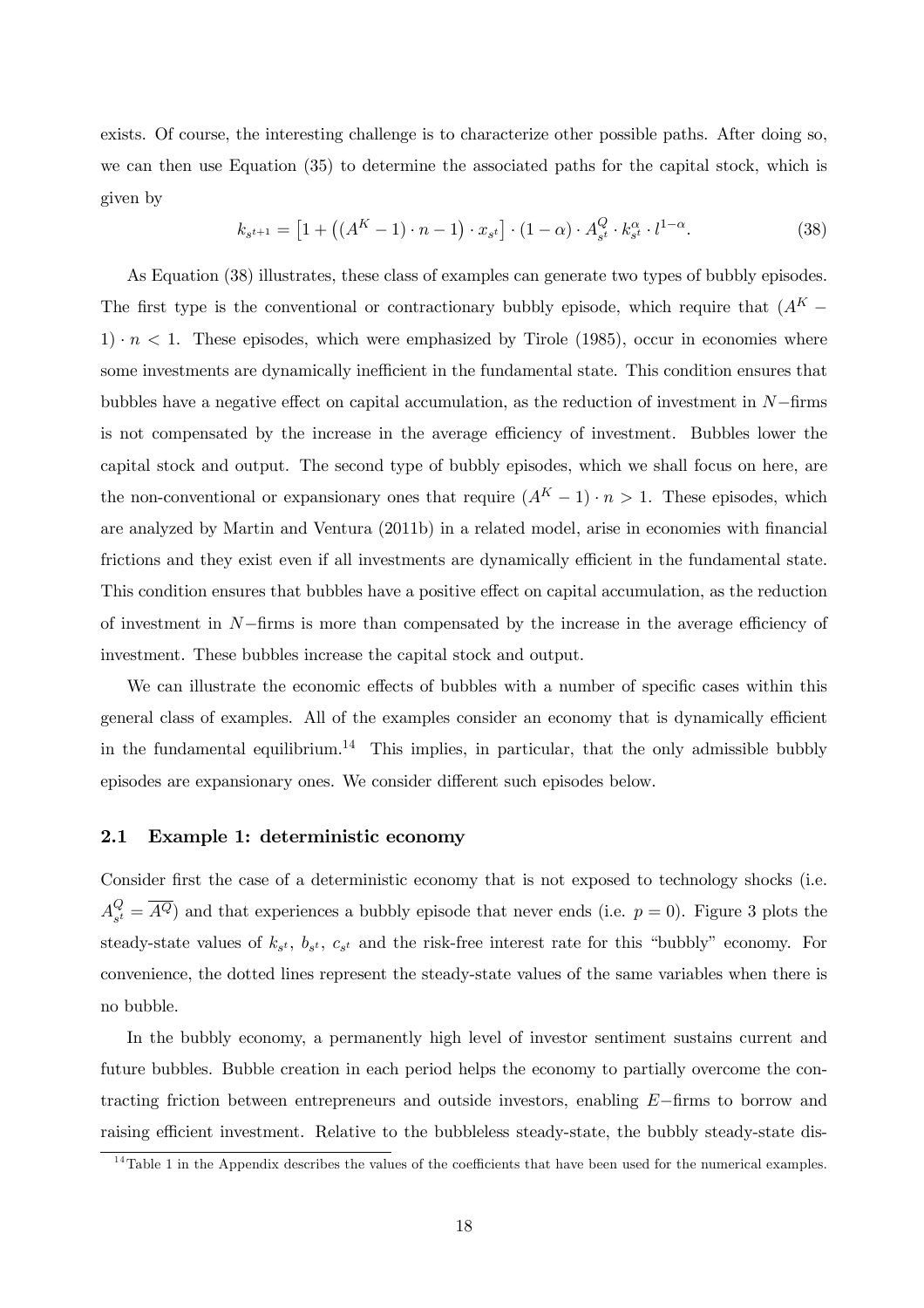exists. Of course, the interesting challenge is to characterize other possible paths. After doing so, we can then use Equation (35) to determine the associated paths for the capital stock, which is given by

$$k_{s^{t+1}} = \left[1 + \left((A^K - 1) \cdot n - 1\right) \cdot x_{s^t}\right] \cdot (1-\alpha) \cdot A^Q_{s^t} \cdot k^{\alpha}_{s^t} \cdot l^{1-\alpha}. \tag{38}$$

As Equation (38) illustrates, these class of examples can generate two types of bubbly episodes. The first type is the conventional or contractionary bubbly episode, which require that $(A^K - 1) \cdot n < 1$. These episodes, which were emphasized by Tirole (1985), occur in economies where some investments are dynamically inefficient in the fundamental state. This condition ensures that bubbles have a negative effect on capital accumulation, as the reduction of investment in $N-$firms is not compensated by the increase in the average efficiency of investment. Bubbles lower the capital stock and output. The second type of bubbly episodes, which we shall focus on here, are the non-conventional or expansionary ones that require $(A^K - 1) \cdot n > 1$. These episodes, which are analyzed by Martin and Ventura (2011b) in a related model, arise in economies with financial frictions and they exist even if all investments are dynamically efficient in the fundamental state. This condition ensures that bubbles have a positive effect on capital accumulation, as the reduction of investment in $N-$firms is more than compensated by the increase in the average efficiency of investment. These bubbles increase the capital stock and output.

We can illustrate the economic effects of bubbles with a number of specific cases within this general class of examples. All of the examples consider an economy that is dynamically efficient in the fundamental equilibrium.[14] This implies, in particular, that the only admissible bubbly episodes are expansionary ones. We consider different such episodes below.

## 2.1 Example 1: deterministic economy

Consider first the case of a deterministic economy that is not exposed to technology shocks (i.e. $A^Q_{s^t} = \overline{A^Q}$) and that experiences a bubbly episode that never ends (i.e. $p = 0$). Figure 3 plots the steady-state values of $k_{s^t}$, $b_{s^t}$, $c_{s^t}$ and the risk-free interest rate for this "bubbly" economy. For convenience, the dotted lines represent the steady-state values of the same variables when there is no bubble.

In the bubbly economy, a permanently high level of investor sentiment sustains current and future bubbles. Bubble creation in each period helps the economy to partially overcome the contracting friction between entrepreneurs and outside investors, enabling $E-$firms to borrow and raising efficient investment. Relative to the bubbleless steady-state, the bubbly steady-state dis-

[14] Table 1 in the Appendix describes the values of the coefficients that have been used for the numerical examples.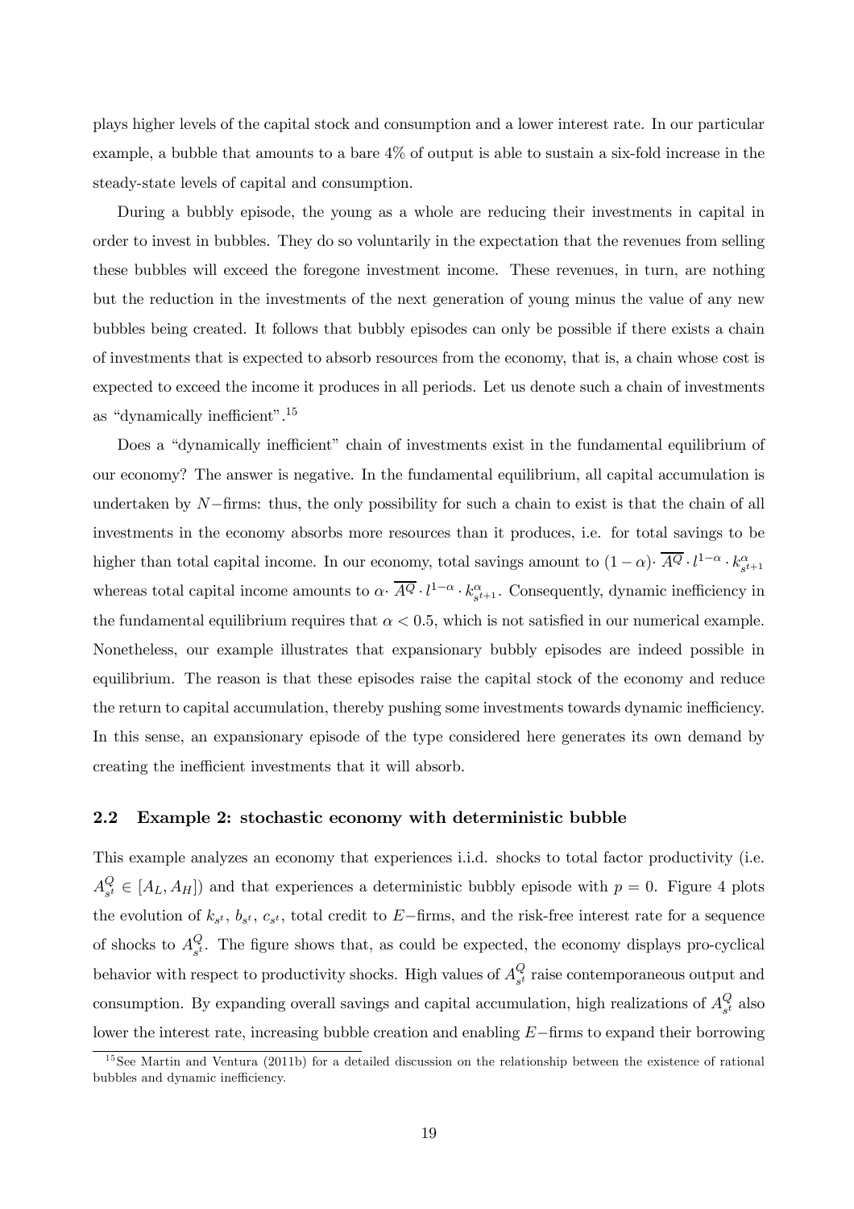plays higher levels of the capital stock and consumption and a lower interest rate. In our particular example, a bubble that amounts to a bare 4% of output is able to sustain a six-fold increase in the steady-state levels of capital and consumption.

During a bubbly episode, the young as a whole are reducing their investments in capital in order to invest in bubbles. They do so voluntarily in the expectation that the revenues from selling these bubbles will exceed the foregone investment income. These revenues, in turn, are nothing but the reduction in the investments of the next generation of young minus the value of any new bubbles being created. It follows that bubbly episodes can only be possible if there exists a chain of investments that is expected to absorb resources from the economy, that is, a chain whose cost is expected to exceed the income it produces in all periods. Let us denote such a chain of investments as "dynamically inefficient".[15]

Does a "dynamically inefficient" chain of investments exist in the fundamental equilibrium of our economy? The answer is negative. In the fundamental equilibrium, all capital accumulation is undertaken by $N-$firms: thus, the only possibility for such a chain to exist is that the chain of all investments in the economy absorbs more resources than it produces, i.e. for total savings to be higher than total capital income. In our economy, total savings amount to $(1-\alpha)\cdot \overline{A^Q}\cdot l^{1-\alpha}\cdot k_{s^{t+1}}^{\alpha}$ whereas total capital income amounts to $\alpha\cdot \overline{A^Q}\cdot l^{1-\alpha}\cdot k_{s^{t+1}}^{\alpha}$. Consequently, dynamic inefficiency in the fundamental equilibrium requires that $\alpha < 0.5$, which is not satisfied in our numerical example. Nonetheless, our example illustrates that expansionary bubbly episodes are indeed possible in equilibrium. The reason is that these episodes raise the capital stock of the economy and reduce the return to capital accumulation, thereby pushing some investments towards dynamic inefficiency. In this sense, an expansionary episode of the type considered here generates its own demand by creating the inefficient investments that it will absorb.

## 2.2 Example 2: stochastic economy with deterministic bubble

This example analyzes an economy that experiences i.i.d. shocks to total factor productivity (i.e. $A_{s^t}^Q \in [A_L, A_H]$) and that experiences a deterministic bubbly episode with $p = 0$. Figure 4 plots the evolution of $k_{s^t}$, $b_{s^t}$, $c_{s^t}$, total credit to $E-$firms, and the risk-free interest rate for a sequence of shocks to $A_{s^t}^Q$. The figure shows that, as could be expected, the economy displays pro-cyclical behavior with respect to productivity shocks. High values of $A_{s^t}^Q$ raise contemporaneous output and consumption. By expanding overall savings and capital accumulation, high realizations of $A_{s^t}^Q$ also lower the interest rate, increasing bubble creation and enabling $E-$firms to expand their borrowing

[15] See Martin and Ventura (2011b) for a detailed discussion on the relationship between the existence of rational bubbles and dynamic inefficiency.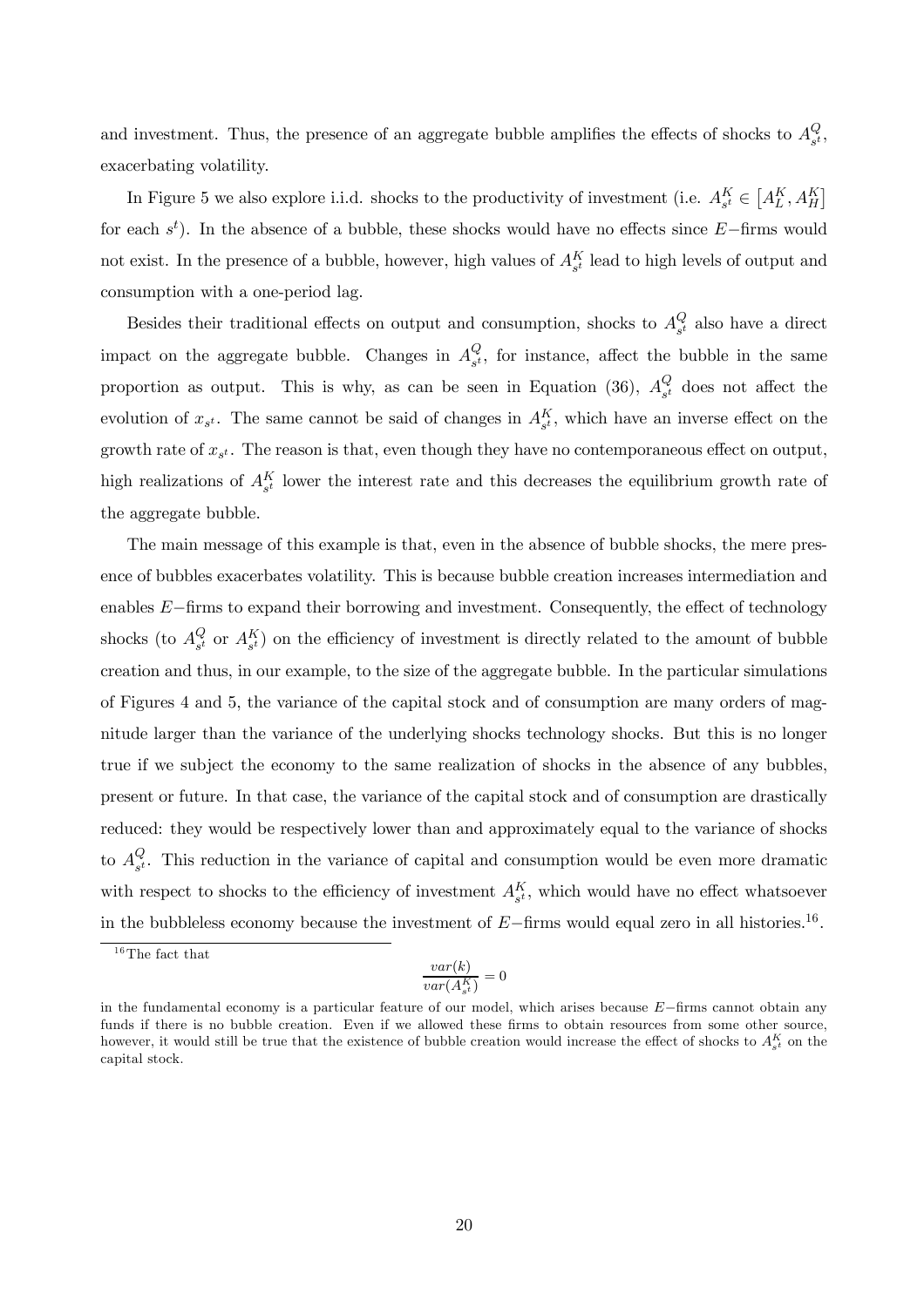and investment. Thus, the presence of an aggregate bubble amplifies the effects of shocks to $A^Q_{s^t}$, exacerbating volatility.

In Figure 5 we also explore i.i.d. shocks to the productivity of investment (i.e. $A^K_{s^t} \in \left[A^K_L, A^K_H\right]$ for each $s^t$). In the absence of a bubble, these shocks would have no effects since $E-$firms would not exist. In the presence of a bubble, however, high values of $A^K_{s^t}$ lead to high levels of output and consumption with a one-period lag.

Besides their traditional effects on output and consumption, shocks to $A^Q_{s^t}$ also have a direct impact on the aggregate bubble. Changes in $A^Q_{s^t}$, for instance, affect the bubble in the same proportion as output. This is why, as can be seen in Equation (36), $A^Q_{s^t}$ does not affect the evolution of $x_{s^t}$. The same cannot be said of changes in $A^K_{s^t}$, which have an inverse effect on the growth rate of $x_{s^t}$. The reason is that, even though they have no contemporaneous effect on output, high realizations of $A^K_{s^t}$ lower the interest rate and this decreases the equilibrium growth rate of the aggregate bubble.

The main message of this example is that, even in the absence of bubble shocks, the mere presence of bubbles exacerbates volatility. This is because bubble creation increases intermediation and enables $E-$firms to expand their borrowing and investment. Consequently, the effect of technology shocks (to $A^Q_{s^t}$ or $A^K_{s^t}$) on the efficiency of investment is directly related to the amount of bubble creation and thus, in our example, to the size of the aggregate bubble. In the particular simulations of Figures 4 and 5, the variance of the capital stock and of consumption are many orders of magnitude larger than the variance of the underlying shocks technology shocks. But this is no longer true if we subject the economy to the same realization of shocks in the absence of any bubbles, present or future. In that case, the variance of the capital stock and of consumption are drastically reduced: they would be respectively lower than and approximately equal to the variance of shocks to $A^Q_{s^t}$. This reduction in the variance of capital and consumption would be even more dramatic with respect to shocks to the efficiency of investment $A^K_{s^t}$, which would have no effect whatsoever in the bubbleless economy because the investment of $E-$firms would equal zero in all histories.[16].

[16] The fact that

$$\frac{var(k)}{var(A^K_{s^t})} = 0$$

in the fundamental economy is a particular feature of our model, which arises because $E-$firms cannot obtain any funds if there is no bubble creation. Even if we allowed these firms to obtain resources from some other source, however, it would still be true that the existence of bubble creation would increase the effect of shocks to $A^K_{s^t}$ on the capital stock.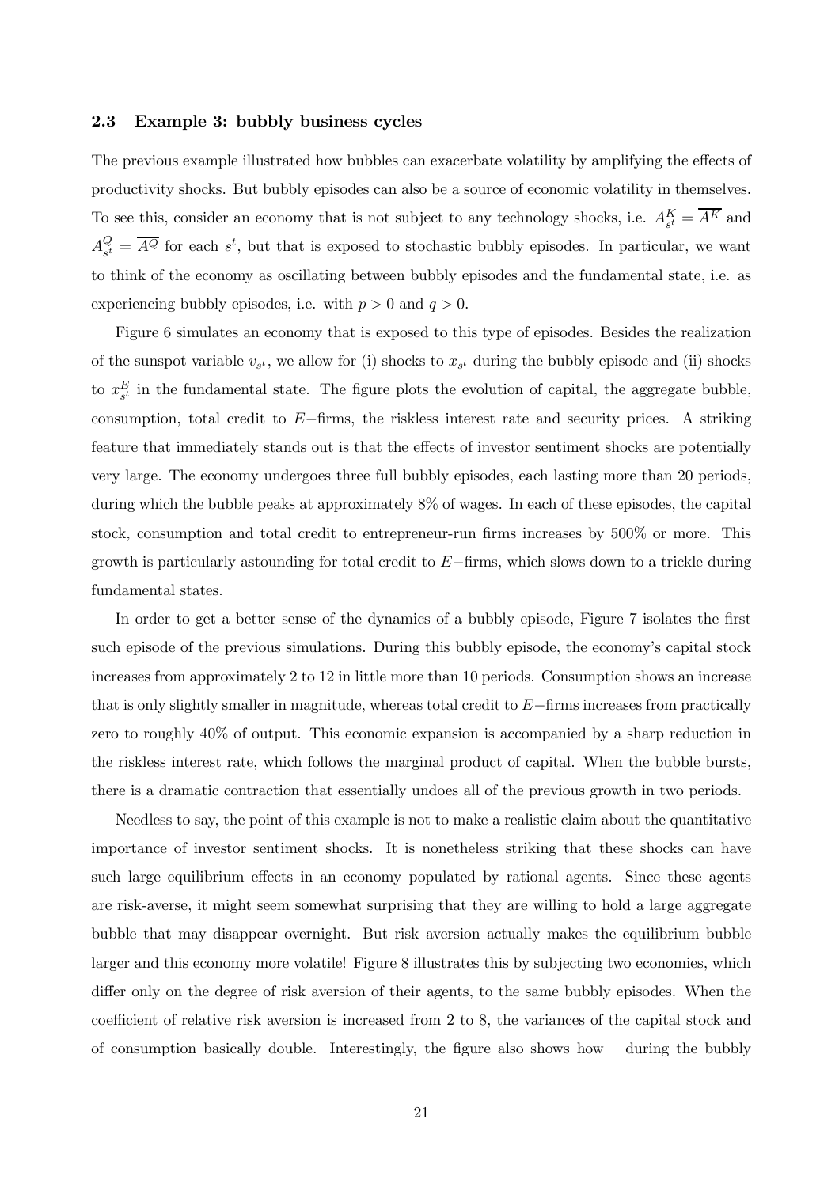### 2.3 Example 3: bubbly business cycles

The previous example illustrated how bubbles can exacerbate volatility by amplifying the effects of productivity shocks. But bubbly episodes can also be a source of economic volatility in themselves. To see this, consider an economy that is not subject to any technology shocks, i.e. $A^K_{s^t} = \overline{A^K}$ and $A^Q_{s^t} = \overline{A^Q}$ for each $s^t$, but that is exposed to stochastic bubbly episodes. In particular, we want to think of the economy as oscillating between bubbly episodes and the fundamental state, i.e. as experiencing bubbly episodes, i.e. with $p > 0$ and $q > 0$.

Figure 6 simulates an economy that is exposed to this type of episodes. Besides the realization of the sunspot variable $v_{s^t}$, we allow for (i) shocks to $x_{s^t}$ during the bubbly episode and (ii) shocks to $x^E_{s^t}$ in the fundamental state. The figure plots the evolution of capital, the aggregate bubble, consumption, total credit to $E-$firms, the riskless interest rate and security prices. A striking feature that immediately stands out is that the effects of investor sentiment shocks are potentially very large. The economy undergoes three full bubbly episodes, each lasting more than 20 periods, during which the bubble peaks at approximately 8% of wages. In each of these episodes, the capital stock, consumption and total credit to entrepreneur-run firms increases by 500% or more. This growth is particularly astounding for total credit to $E-$firms, which slows down to a trickle during fundamental states.

In order to get a better sense of the dynamics of a bubbly episode, Figure 7 isolates the first such episode of the previous simulations. During this bubbly episode, the economy's capital stock increases from approximately 2 to 12 in little more than 10 periods. Consumption shows an increase that is only slightly smaller in magnitude, whereas total credit to $E-$firms increases from practically zero to roughly 40% of output. This economic expansion is accompanied by a sharp reduction in the riskless interest rate, which follows the marginal product of capital. When the bubble bursts, there is a dramatic contraction that essentially undoes all of the previous growth in two periods.

Needless to say, the point of this example is not to make a realistic claim about the quantitative importance of investor sentiment shocks. It is nonetheless striking that these shocks can have such large equilibrium effects in an economy populated by rational agents. Since these agents are risk-averse, it might seem somewhat surprising that they are willing to hold a large aggregate bubble that may disappear overnight. But risk aversion actually makes the equilibrium bubble larger and this economy more volatile! Figure 8 illustrates this by subjecting two economies, which differ only on the degree of risk aversion of their agents, to the same bubbly episodes. When the coefficient of relative risk aversion is increased from 2 to 8, the variances of the capital stock and of consumption basically double. Interestingly, the figure also shows how – during the bubbly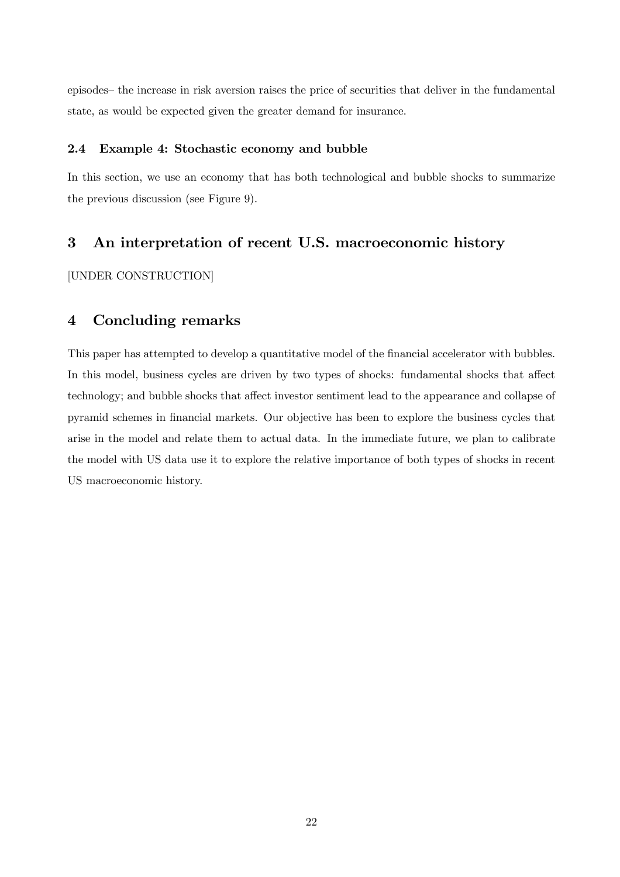episodes– the increase in risk aversion raises the price of securities that deliver in the fundamental state, as would be expected given the greater demand for insurance.

### 2.4 Example 4: Stochastic economy and bubble

In this section, we use an economy that has both technological and bubble shocks to summarize the previous discussion (see Figure 9).

## 3 An interpretation of recent U.S. macroeconomic history

[UNDER CONSTRUCTION]

## 4 Concluding remarks

This paper has attempted to develop a quantitative model of the financial accelerator with bubbles. In this model, business cycles are driven by two types of shocks: fundamental shocks that affect technology; and bubble shocks that affect investor sentiment lead to the appearance and collapse of pyramid schemes in financial markets. Our objective has been to explore the business cycles that arise in the model and relate them to actual data. In the immediate future, we plan to calibrate the model with US data use it to explore the relative importance of both types of shocks in recent US macroeconomic history.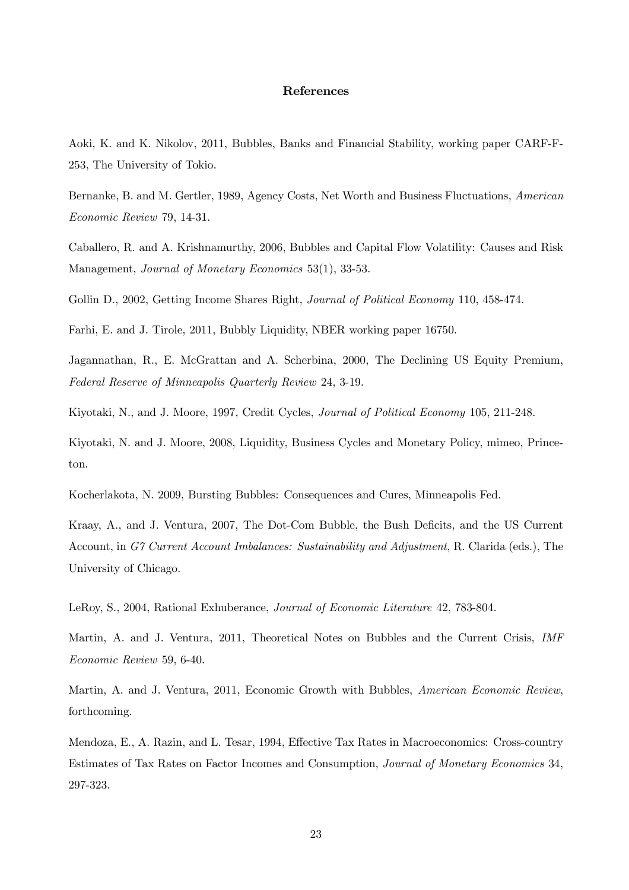## References

Aoki, K. and K. Nikolov, 2011, Bubbles, Banks and Financial Stability, working paper CARF-F-253, The University of Tokio.

Bernanke, B. and M. Gertler, 1989, Agency Costs, Net Worth and Business Fluctuations, *American Economic Review* 79, 14-31.

Caballero, R. and A. Krishnamurthy, 2006, Bubbles and Capital Flow Volatility: Causes and Risk Management, *Journal of Monetary Economics* 53(1), 33-53.

Gollin D., 2002, Getting Income Shares Right, *Journal of Political Economy* 110, 458-474.

Farhi, E. and J. Tirole, 2011, Bubbly Liquidity, NBER working paper 16750.

Jagannathan, R., E. McGrattan and A. Scherbina, 2000, The Declining US Equity Premium, *Federal Reserve of Minneapolis Quarterly Review* 24, 3-19.

Kiyotaki, N., and J. Moore, 1997, Credit Cycles, *Journal of Political Economy* 105, 211-248.

Kiyotaki, N. and J. Moore, 2008, Liquidity, Business Cycles and Monetary Policy, mimeo, Princeton.

Kocherlakota, N. 2009, Bursting Bubbles: Consequences and Cures, Minneapolis Fed.

Kraay, A., and J. Ventura, 2007, The Dot-Com Bubble, the Bush Deficits, and the US Current Account, in *G7 Current Account Imbalances: Sustainability and Adjustment*, R. Clarida (eds.), The University of Chicago.

LeRoy, S., 2004, Rational Exhuberance, *Journal of Economic Literature* 42, 783-804.

Martin, A. and J. Ventura, 2011, Theoretical Notes on Bubbles and the Current Crisis, *IMF Economic Review* 59, 6-40.

Martin, A. and J. Ventura, 2011, Economic Growth with Bubbles, *American Economic Review*, forthcoming.

Mendoza, E., A. Razin, and L. Tesar, 1994, Effective Tax Rates in Macroeconomics: Cross-country Estimates of Tax Rates on Factor Incomes and Consumption, *Journal of Monetary Economics* 34, 297-323.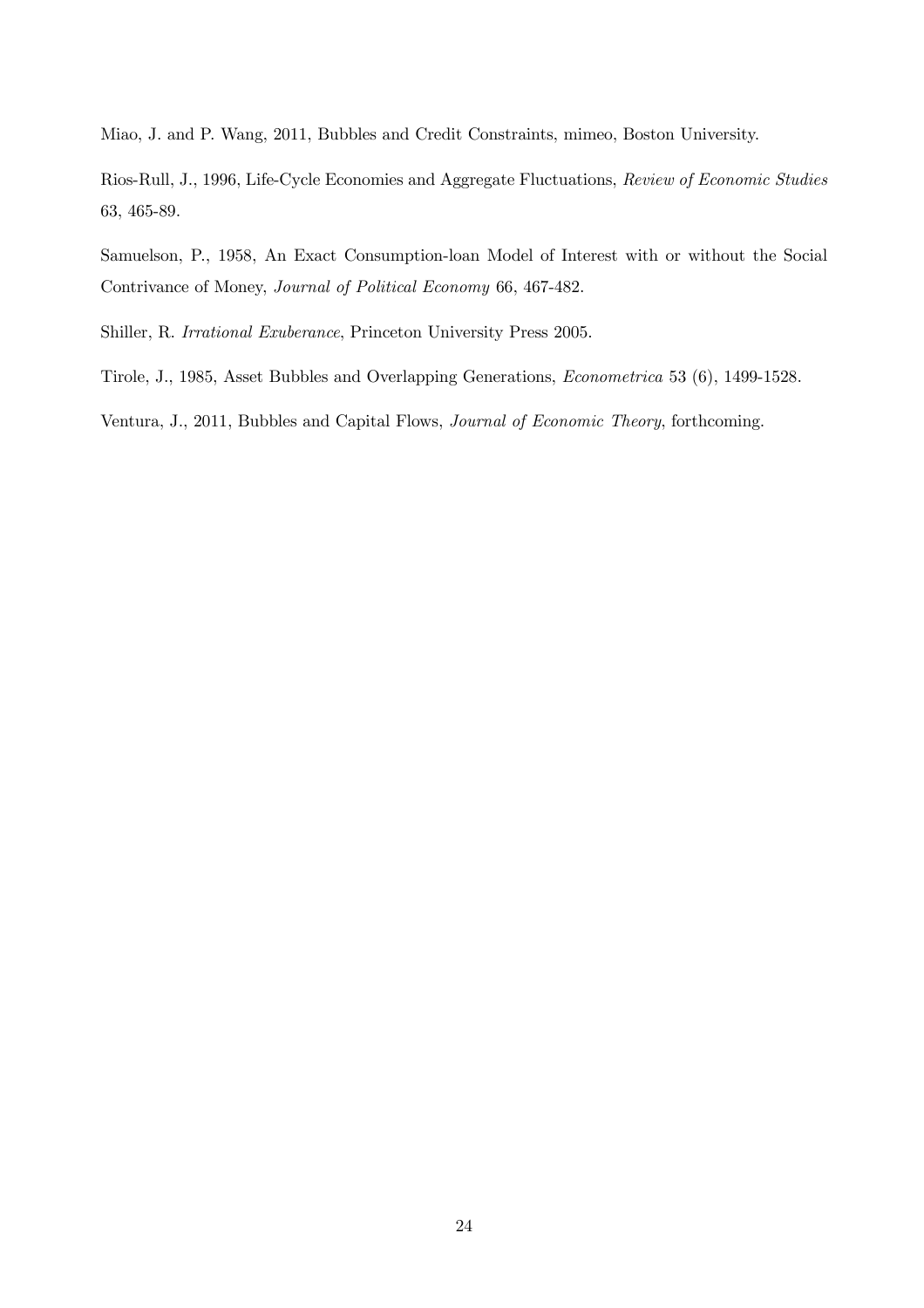Miao, J. and P. Wang, 2011, Bubbles and Credit Constraints, mimeo, Boston University.

Rios-Rull, J., 1996, Life-Cycle Economies and Aggregate Fluctuations, *Review of Economic Studies* 63, 465-89.

Samuelson, P., 1958, An Exact Consumption-loan Model of Interest with or without the Social Contrivance of Money, *Journal of Political Economy* 66, 467-482.

Shiller, R. *Irrational Exuberance*, Princeton University Press 2005.

Tirole, J., 1985, Asset Bubbles and Overlapping Generations, *Econometrica* 53 (6), 1499-1528.

Ventura, J., 2011, Bubbles and Capital Flows, *Journal of Economic Theory*, forthcoming.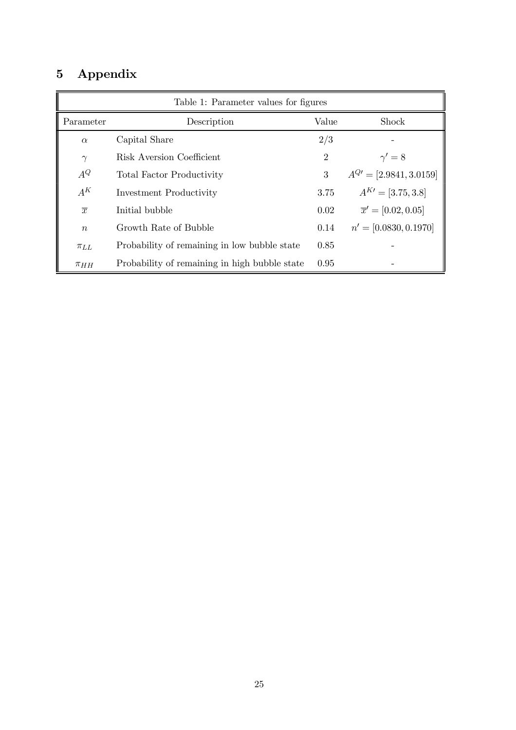# 5 Appendix

Table 1: Parameter values for figures

| Parameter | Description | Value | Shock |
|---|---|---|---|
| $\alpha$ | Capital Share | $2/3$ | - |
| $\gamma$ | Risk Aversion Coefficient | 2 | $\gamma' = 8$ |
| $A^Q$ | Total Factor Productivity | 3 | $A^{Q\prime} = [2.9841, 3.0159]$ |
| $A^K$ | Investment Productivity | 3.75 | $A^{K\prime} = [3.75, 3.8]$ |
| $\overline{x}$ | Initial bubble | 0.02 | $\overline{x}' = [0.02, 0.05]$ |
| $n$ | Growth Rate of Bubble | 0.14 | $n' = [0.0830, 0.1970]$ |
| $\pi_{LL}$ | Probability of remaining in low bubble state | 0.85 | - |
| $\pi_{HH}$ | Probability of remaining in high bubble state | 0.95 | - |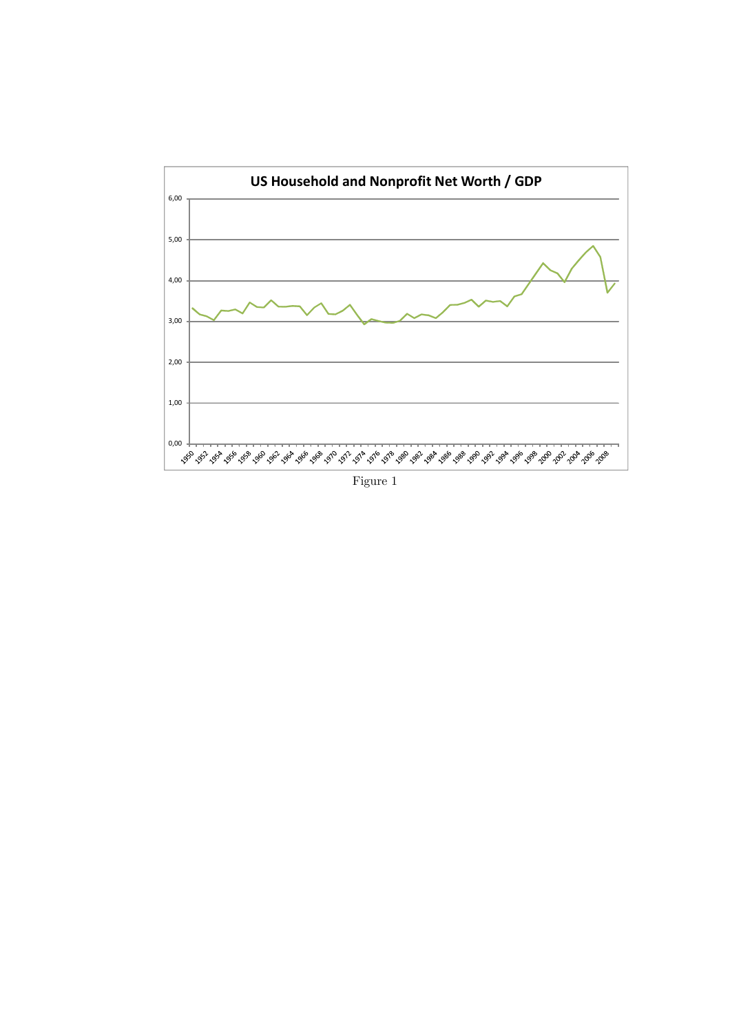Figure 1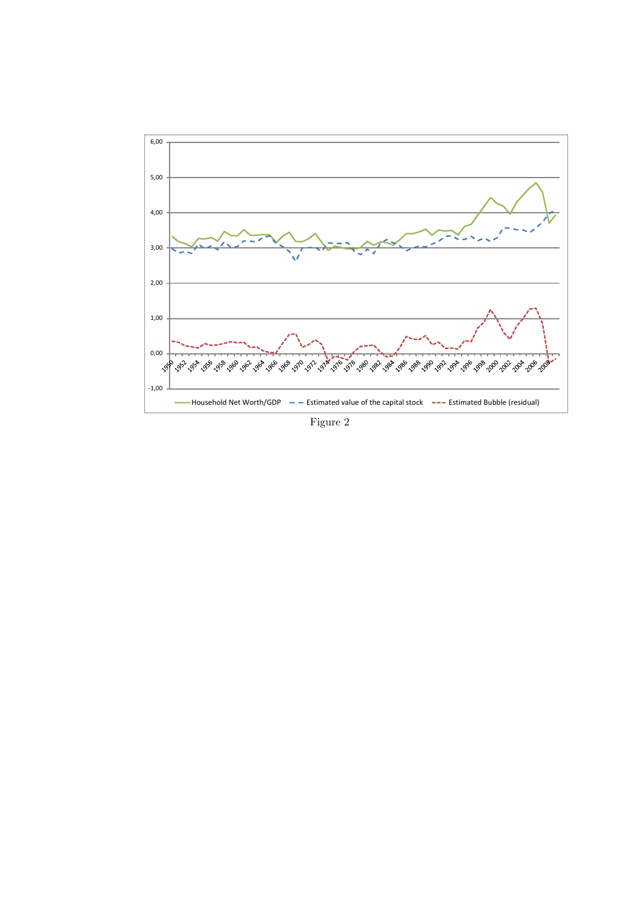Figure 2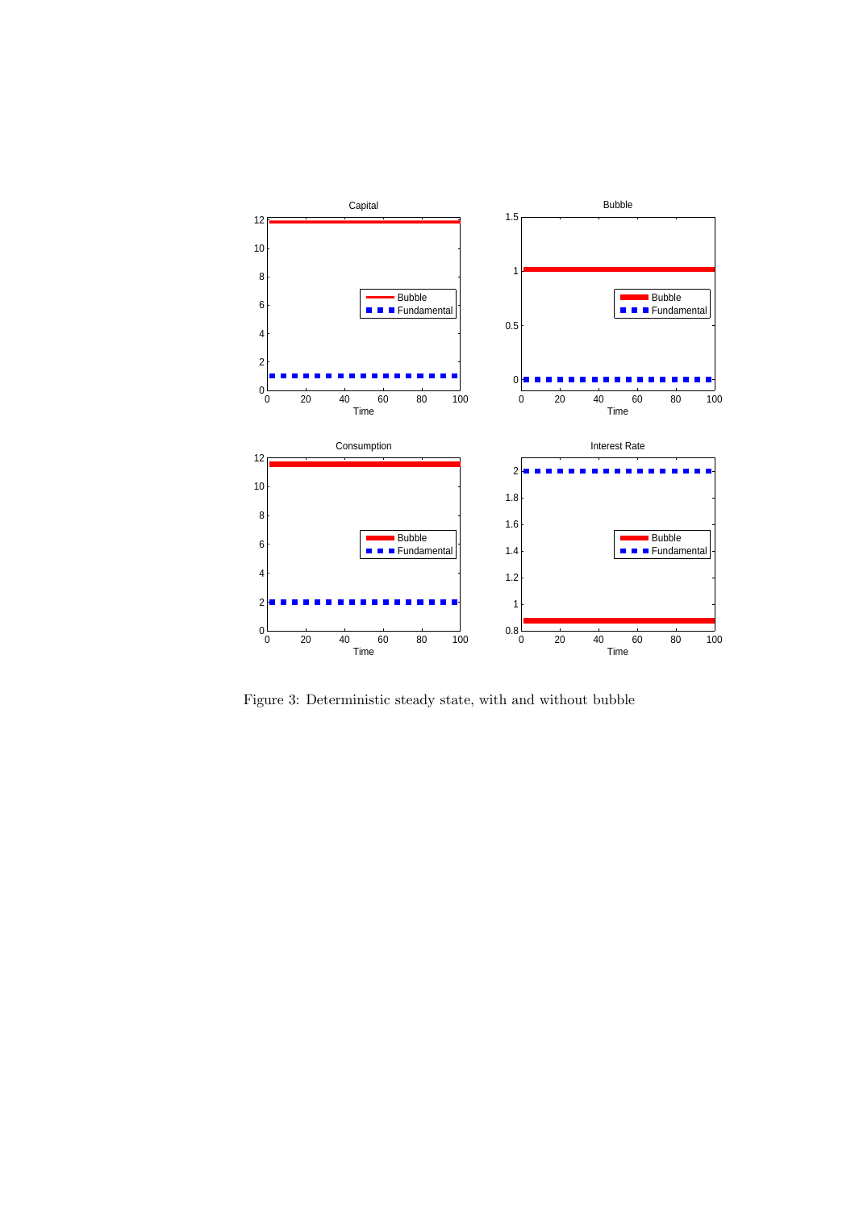Figure 3: Deterministic steady state, with and without bubble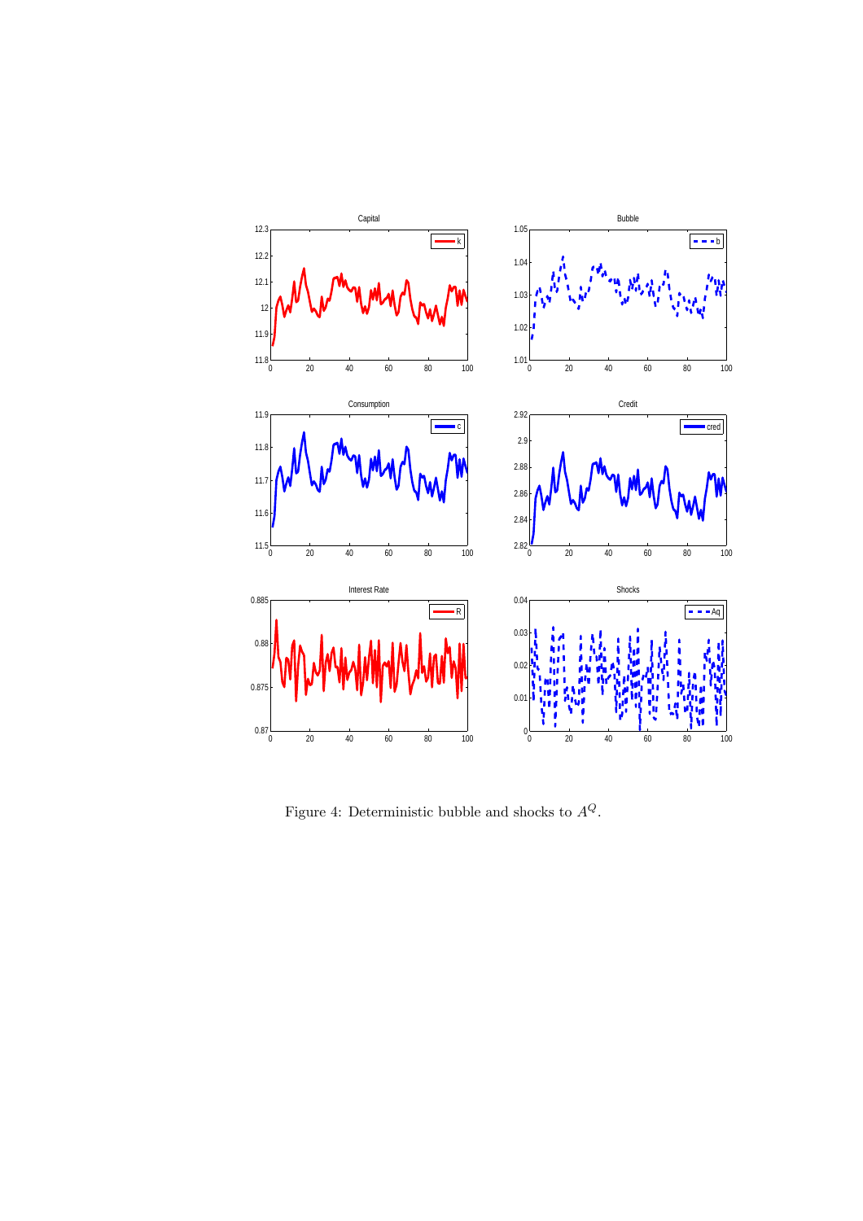Figure 4: Deterministic bubble and shocks to $A^Q$.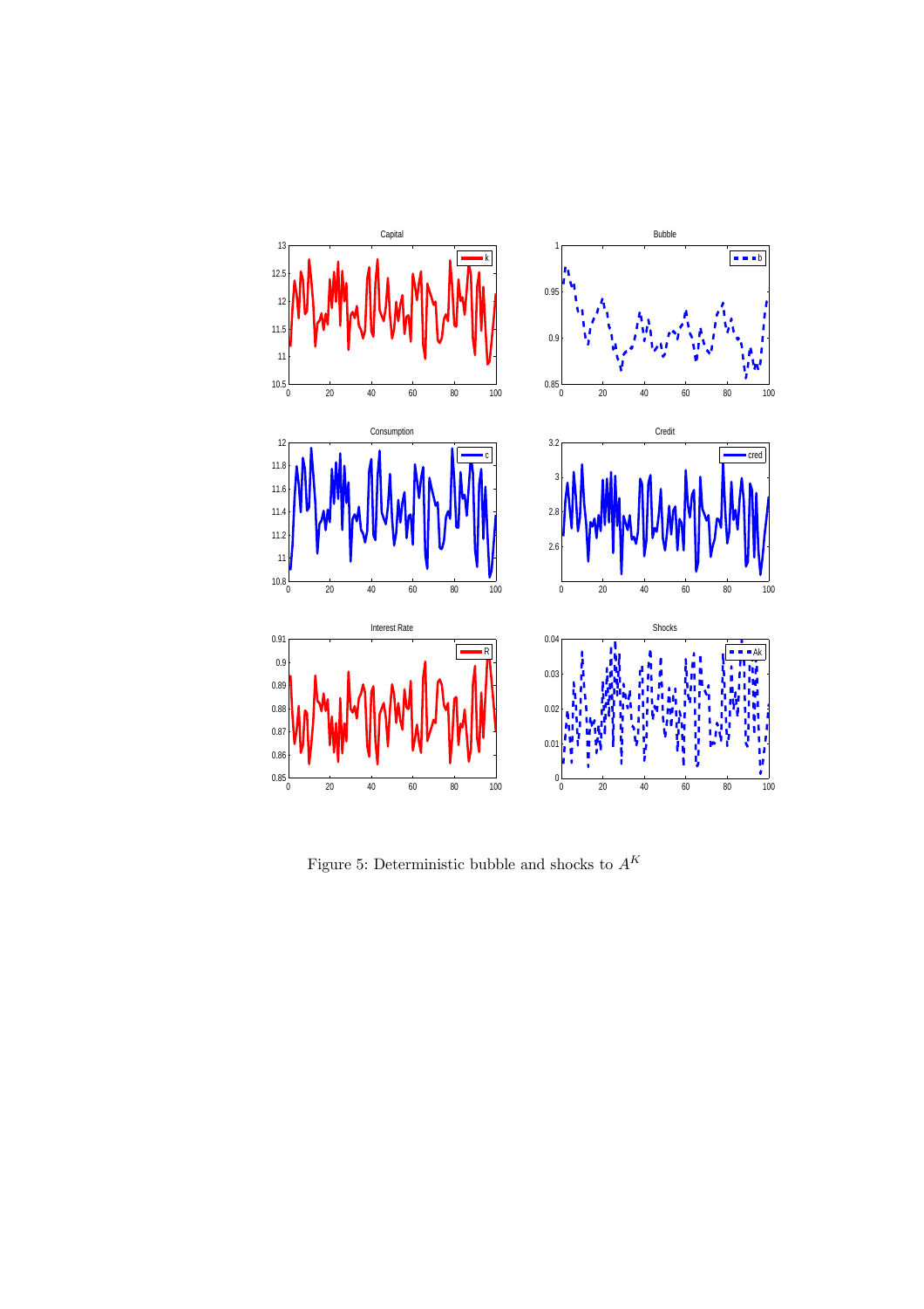Figure 5: Deterministic bubble and shocks to $A^K$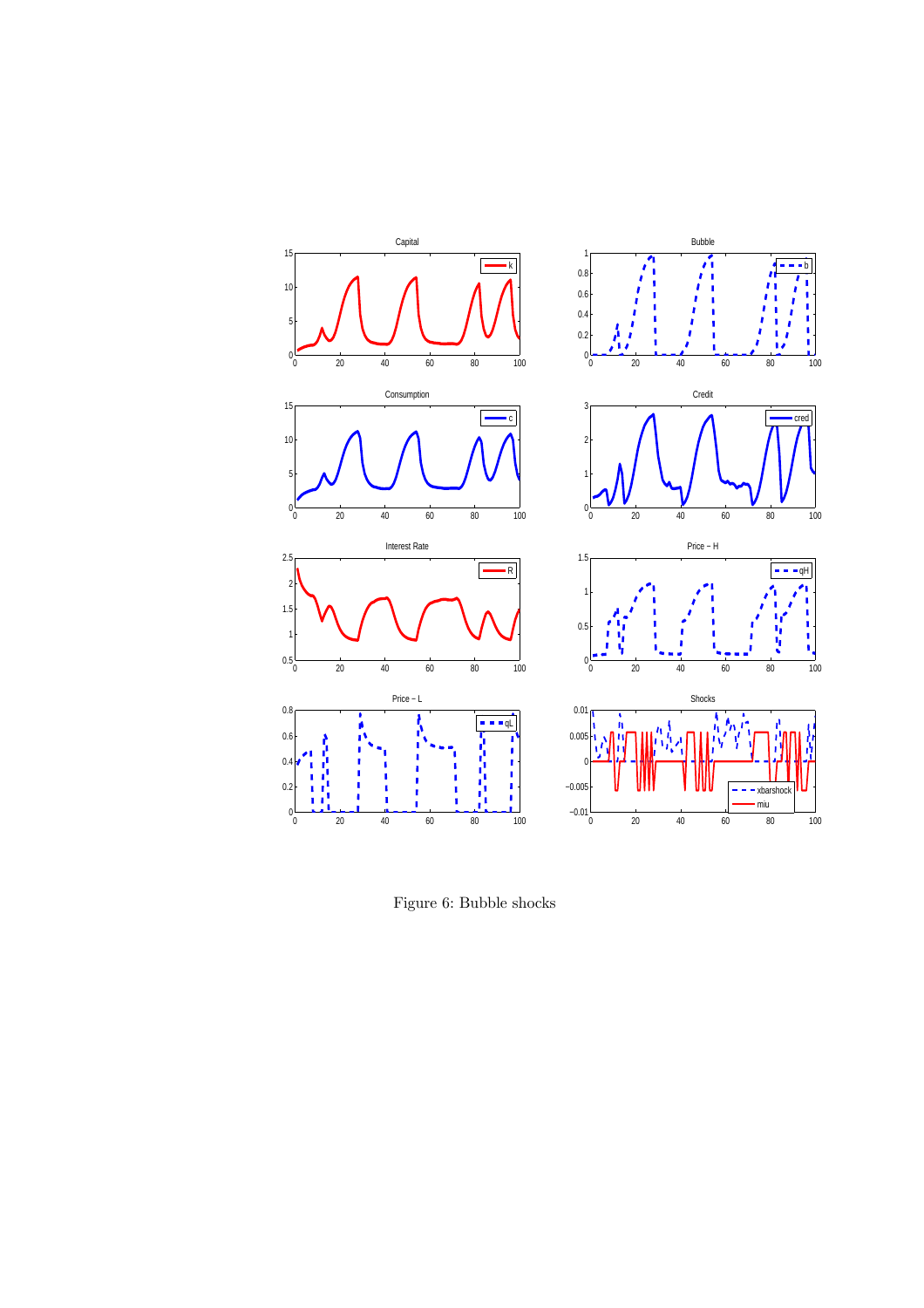Figure 6: Bubble shocks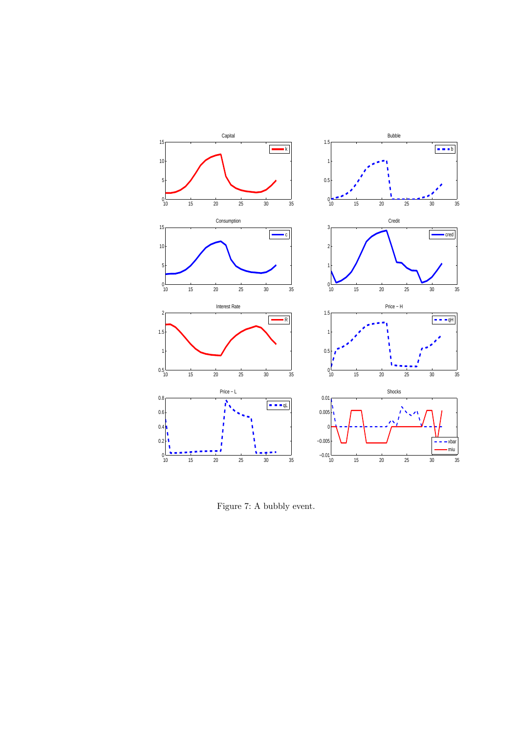Figure 7: A bubbly event.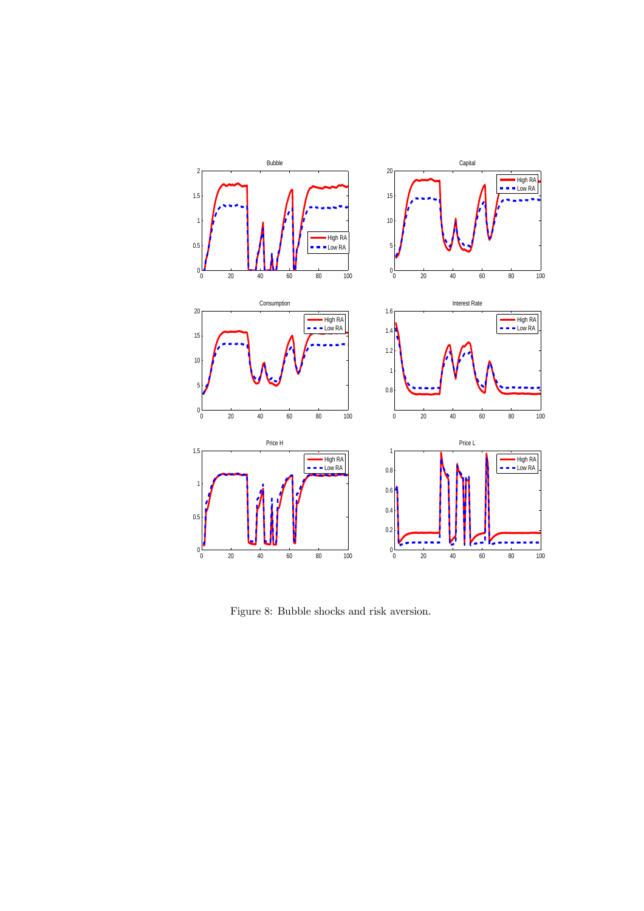Figure 8: Bubble shocks and risk aversion.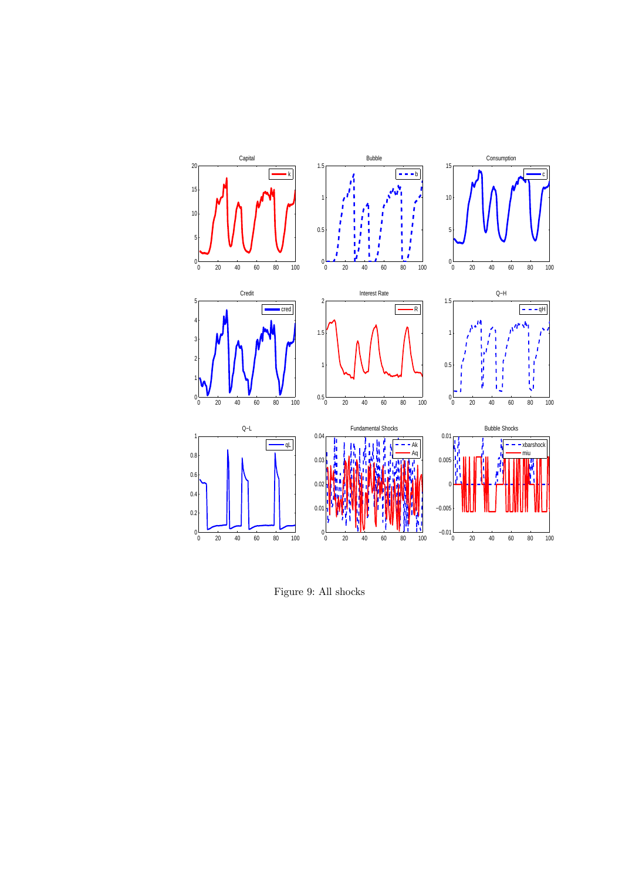Capital

k

20
15
10
5
0

0 20 40 60 80 100

Bubble

b

1.5
1
0.5
0

0 20 40 60 80 100

Consumption

c

15
10
5
0

0 20 40 60 80 100

Credit

cred

5
4
3
2
1
0

0 20 40 60 80 100

Interest Rate

R

2
1.5
1
0.5

0 20 40 60 80 100

Q−H

qH

1.5
1
0.5
0

0 20 40 60 80 100

Q−L

qL

1
0.8
0.6
0.4
0.2
0

0 20 40 60 80 100

Fundamental Shocks

Ak
Aq

0.04
0.03
0.02
0.01
0

0 20 40 60 80 100

Bubble Shocks

xbarshock
miu

0.01
0.005
0
−0.005
−0.01

0 20 40 60 80 100

Figure 9: All shocks